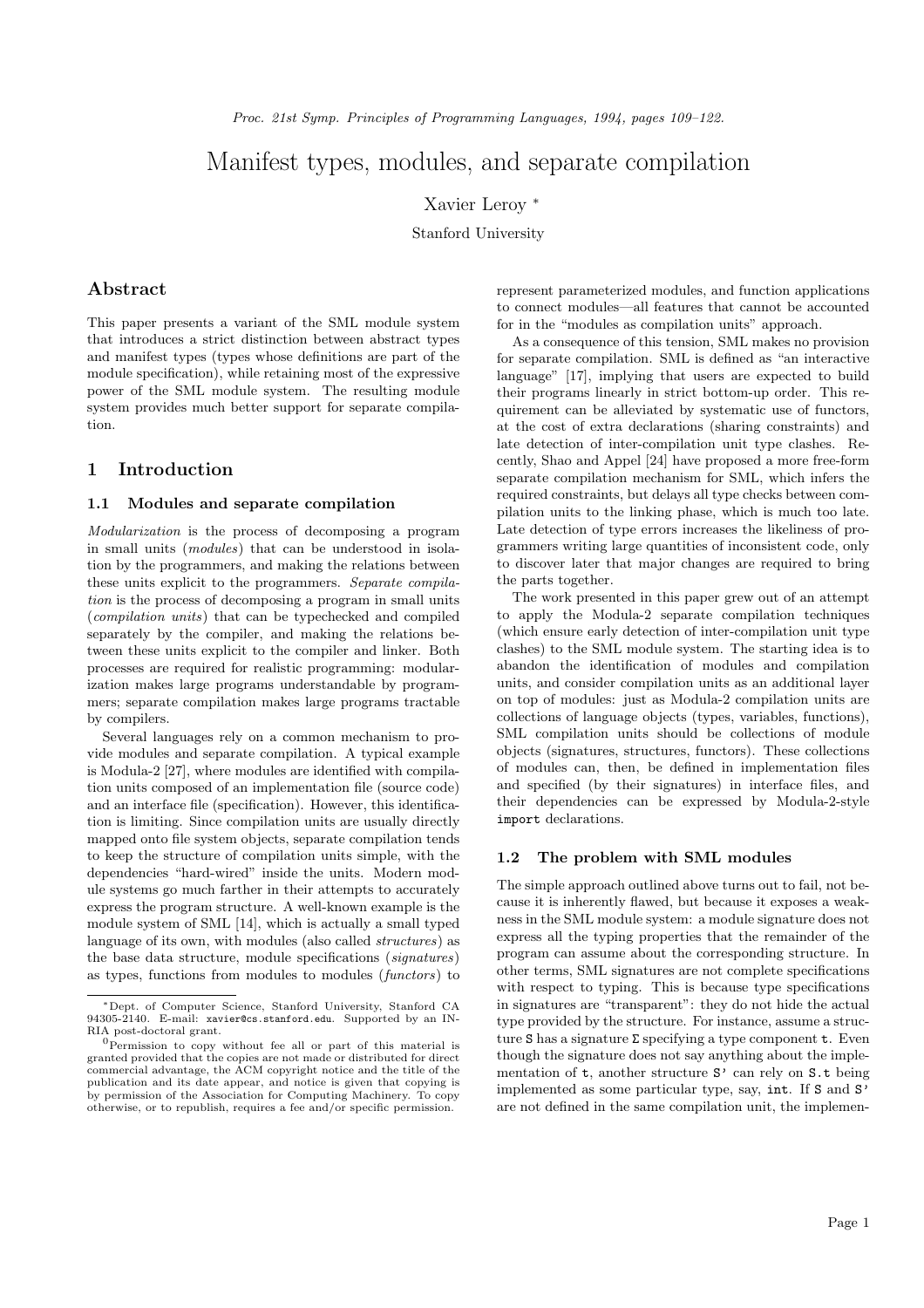# Manifest types, modules, and separate compilation

Xavier Leroy *

Stanford University

## Abstract

This paper presents a variant of the SML module system that introduces a strict distinction between abstract types and manifest types (types whose definitions are part of the module specification), while retaining most of the expressive power of the SML module system. The resulting module system provides much better support for separate compilation.

## 1 Introduction

### 1.1 Modules and separate compilation

*Modularization* is the process of decomposing a program in small units (*modules*) that can be understood in isolation by the programmers, and making the relations between these units explicit to the programmers. *Separate compilation* is the process of decomposing a program in small units (*compilation units*) that can be typechecked and compiled separately by the compiler, and making the relations between these units explicit to the compiler and linker. Both processes are required for realistic programming: modularization makes large programs understandable by programmers; separate compilation makes large programs tractable by compilers.

Several languages rely on a common mechanism to provide modules and separate compilation. A typical example is Modula-2 [27], where modules are identified with compilation units composed of an implementation file (source code) and an interface file (specification). However, this identification is limiting. Since compilation units are usually directly mapped onto file system objects, separate compilation tends to keep the structure of compilation units simple, with the dependencies "hard-wired" inside the units. Modern module systems go much farther in their attempts to accurately express the program structure. A well-known example is the module system of SML [14], which is actually a small typed language of its own, with modules (also called *structures*) as the base data structure, module specifications (*signatures*) as types, functions from modules to modules (*functors*) to represent parameterized modules, and function applications to connect modules—all features that cannot be accounted for in the "modules as compilation units" approach.

As a consequence of this tension, SML makes no provision for separate compilation. SML is defined as "an interactive language" [17], implying that users are expected to build their programs linearly in strict bottom-up order. This requirement can be alleviated by systematic use of functors, at the cost of extra declarations (sharing constraints) and late detection of inter-compilation unit type clashes. Recently, Shao and Appel [24] have proposed a more free-form separate compilation mechanism for SML, which infers the required constraints, but delays all type checks between compilation units to the linking phase, which is much too late. Late detection of type errors increases the likeliness of programmers writing large quantities of inconsistent code, only to discover later that major changes are required to bring the parts together.

The work presented in this paper grew out of an attempt to apply the Modula-2 separate compilation techniques (which ensure early detection of inter-compilation unit type clashes) to the SML module system. The starting idea is to abandon the identification of modules and compilation units, and consider compilation units as an additional layer on top of modules: just as Modula-2 compilation units are collections of language objects (types, variables, functions), SML compilation units should be collections of module objects (signatures, structures, functors). These collections of modules can, then, be defined in implementation files and specified (by their signatures) in interface files, and their dependencies can be expressed by Modula-2-style `import` declarations.

### 1.2 The problem with SML modules

The simple approach outlined above turns out to fail, not because it is inherently flawed, but because it exposes a weakness in the SML module system: a module signature does not express all the typing properties that the remainder of the program can assume about the corresponding structure. In other terms, SML signatures are not complete specifications with respect to typing. This is because type specifications in signatures are "transparent": they do not hide the actual type provided by the structure. For instance, assume a structure `S` has a signature `Σ` specifying a type component `t`. Even though the signature does not say anything about the implementation of `t`, another structure `S'` can rely on `S.t` being implemented as some particular type, say, `int`. If `S` and `S'` are not defined in the same compilation unit, the implemen-

*Dept. of Computer Science, Stanford University, Stanford CA 94305-2140. E-mail: `xavier@cs.stanford.edu`. Supported by an INRIA post-doctoral grant.

[0] Permission to copy without fee all or part of this material is granted provided that the copies are not made or distributed for direct commercial advantage, the ACM copyright notice and the title of the publication and its date appear, and notice is given that copying is by permission of the Association for Computing Machinery. To copy otherwise, or to republish, requires a fee and/or specific permission.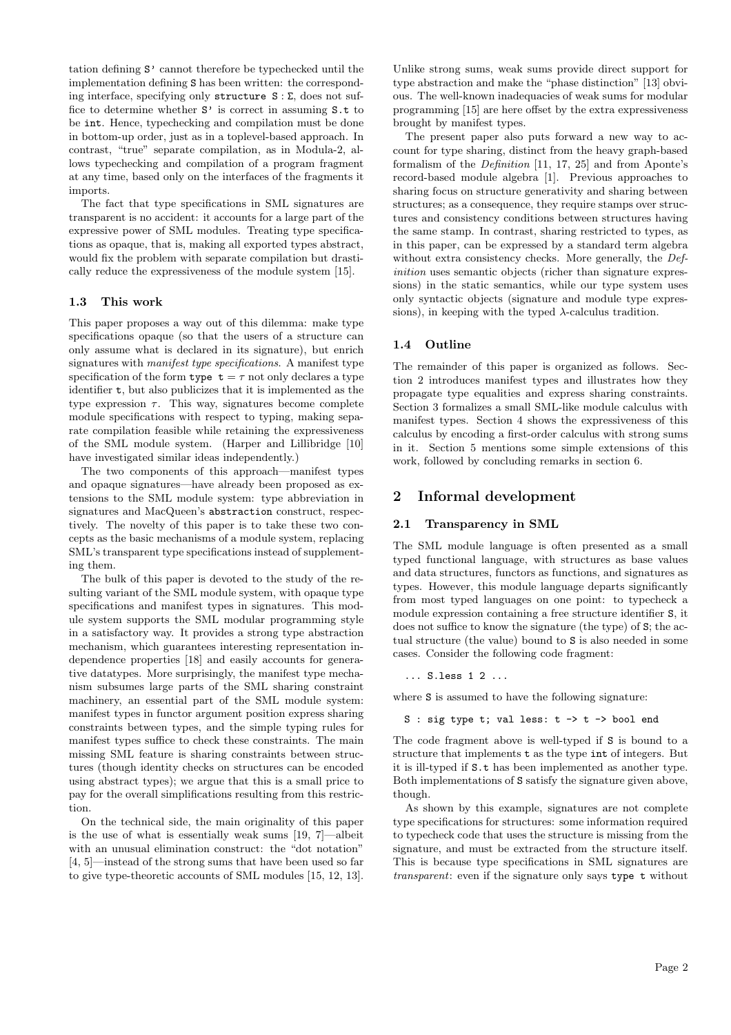tation defining `S'` cannot therefore be typechecked until the implementation defining `S` has been written: the corresponding interface, specifying only `structure S` : Σ, does not suffice to determine whether `S'` is correct in assuming `S.t` to be `int`. Hence, typechecking and compilation must be done in bottom-up order, just as in a toplevel-based approach. In contrast, "true" separate compilation, as in Modula-2, allows typechecking and compilation of a program fragment at any time, based only on the interfaces of the fragments it imports.

The fact that type specifications in SML signatures are transparent is no accident: it accounts for a large part of the expressive power of SML modules. Treating type specifications as opaque, that is, making all exported types abstract, would fix the problem with separate compilation but drastically reduce the expressiveness of the module system [15].

### 1.3 This work

This paper proposes a way out of this dilemma: make type specifications opaque (so that the users of a structure can only assume what is declared in its signature), but enrich signatures with *manifest type specifications*. A manifest type specification of the form `type t =` $\tau$ not only declares a type identifier `t`, but also publicizes that it is implemented as the type expression $\tau$. This way, signatures become complete module specifications with respect to typing, making separate compilation feasible while retaining the expressiveness of the SML module system. (Harper and Lillibridge [10] have investigated similar ideas independently.)

The two components of this approach—manifest types and opaque signatures—have already been proposed as extensions to the SML module system: type abbreviation in signatures and MacQueen's `abstraction` construct, respectively. The novelty of this paper is to take these two concepts as the basic mechanisms of a module system, replacing SML's transparent type specifications instead of supplementing them.

The bulk of this paper is devoted to the study of the resulting variant of the SML module system, with opaque type specifications and manifest types in signatures. This module system supports the SML modular programming style in a satisfactory way. It provides a strong type abstraction mechanism, which guarantees interesting representation independence properties [18] and easily accounts for generative datatypes. More surprisingly, the manifest type mechanism subsumes large parts of the SML sharing constraint machinery, an essential part of the SML module system: manifest types in functor argument position express sharing constraints between types, and the simple typing rules for manifest types suffice to check these constraints. The main missing SML feature is sharing constraints between structures (though identity checks on structures can be encoded using abstract types); we argue that this is a small price to pay for the overall simplifications resulting from this restriction.

On the technical side, the main originality of this paper is the use of what is essentially weak sums [19, 7]—albeit with an unusual elimination construct: the "dot notation" [4, 5]—instead of the strong sums that have been used so far to give type-theoretic accounts of SML modules [15, 12, 13]. Unlike strong sums, weak sums provide direct support for type abstraction and make the "phase distinction" [13] obvious. The well-known inadequacies of weak sums for modular programming [15] are here offset by the extra expressiveness brought by manifest types.

The present paper also puts forward a new way to account for type sharing, distinct from the heavy graph-based formalism of the *Definition* [11, 17, 25] and from Aponte's record-based module algebra [1]. Previous approaches to sharing focus on structure generativity and sharing between structures; as a consequence, they require stamps over structures and consistency conditions between structures having the same stamp. In contrast, sharing restricted to types, as in this paper, can be expressed by a standard term algebra without extra consistency checks. More generally, the *Definition* uses semantic objects (richer than signature expressions) in the static semantics, while our type system uses only syntactic objects (signature and module type expressions), in keeping with the typed λ-calculus tradition.

### 1.4 Outline

The remainder of this paper is organized as follows. Section 2 introduces manifest types and illustrates how they propagate type equalities and express sharing constraints. Section 3 formalizes a small SML-like module calculus with manifest types. Section 4 shows the expressiveness of this calculus by encoding a first-order calculus with strong sums in it. Section 5 mentions some simple extensions of this work, followed by concluding remarks in section 6.

## 2 Informal development

### 2.1 Transparency in SML

The SML module language is often presented as a small typed functional language, with structures as base values and data structures, functors as functions, and signatures as types. However, this module language departs significantly from most typed languages on one point: to typecheck a module expression containing a free structure identifier `S`, it does not suffice to know the signature (the type) of `S`; the actual structure (the value) bound to `S` is also needed in some cases. Consider the following code fragment:

```
... S.less 1 2 ...
```

where `S` is assumed to have the following signature:

```
S : sig type t; val less: t -> t -> bool end
```

The code fragment above is well-typed if `S` is bound to a structure that implements `t` as the type `int` of integers. But it is ill-typed if `S.t` has been implemented as another type. Both implementations of `S` satisfy the signature given above, though.

As shown by this example, signatures are not complete type specifications for structures: some information required to typecheck code that uses the structure is missing from the signature, and must be extracted from the structure itself. This is because type specifications in SML signatures are *transparent*: even if the signature only says `type t` without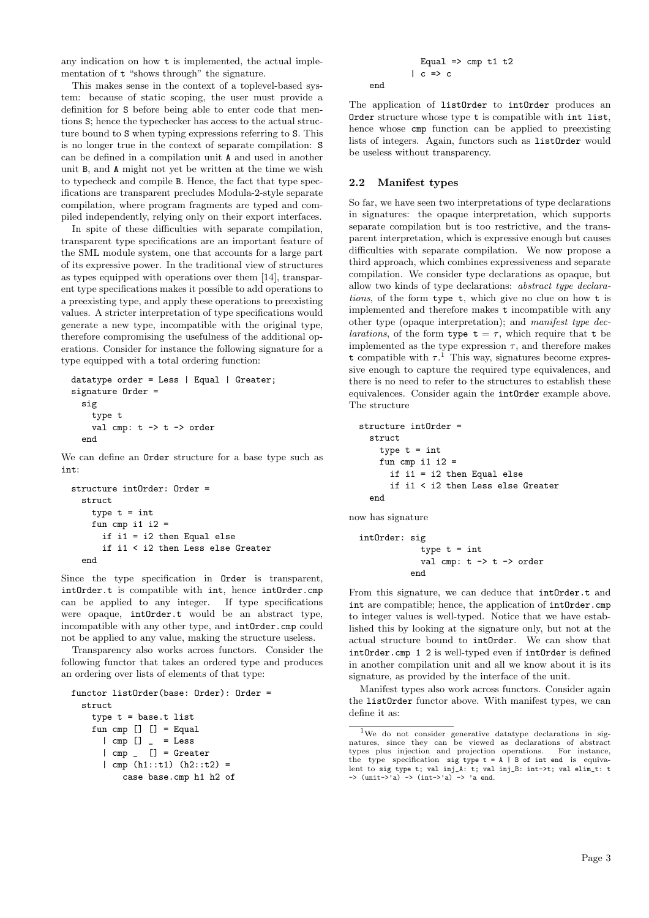any indication on how t is implemented, the actual implementation of t "shows through" the signature.

This makes sense in the context of a toplevel-based system: because of static scoping, the user must provide a definition for S before being able to enter code that mentions S; hence the typechecker has access to the actual structure bound to S when typing expressions referring to S. This is no longer true in the context of separate compilation: S can be defined in a compilation unit A and used in another unit B, and A might not yet be written at the time we wish to typecheck and compile B. Hence, the fact that type specifications are transparent precludes Modula-2-style separate compilation, where program fragments are typed and compiled independently, relying only on their export interfaces.

In spite of these difficulties with separate compilation, transparent type specifications are an important feature of the SML module system, one that accounts for a large part of its expressive power. In the traditional view of structures as types equipped with operations over them [14], transparent type specifications makes it possible to add operations to a preexisting type, and apply these operations to preexisting values. A stricter interpretation of type specifications would generate a new type, incompatible with the original type, therefore compromising the usefulness of the additional operations. Consider for instance the following signature for a type equipped with a total ordering function:

```
datatype order = Less | Equal | Greater;
signature Order =
  sig
    type t
    val cmp: t -> t -> order
  end
```

We can define an Order structure for a base type such as int:

```
structure intOrder: Order =
  struct
    type t = int
    fun cmp i1 i2 =
      if i1 = i2 then Equal else
      if i1 < i2 then Less else Greater
  end
```

Since the type specification in Order is transparent, intOrder.t is compatible with int, hence intOrder.cmp can be applied to any integer. If type specifications were opaque, intOrder.t would be an abstract type, incompatible with any other type, and intOrder.cmp could not be applied to any value, making the structure useless.

Transparency also works across functors. Consider the following functor that takes an ordered type and produces an ordering over lists of elements of that type:

```
functor listOrder(base: Order): Order =
  struct
    type t = base.t list
    fun cmp [] [] = Equal
      | cmp [] _  = Less
      | cmp _  [] = Greater
      | cmp (h1::t1) (h2::t2) =
          case base.cmp h1 h2 of
            Equal => cmp t1 t2
          | c => c
  end
```

The application of listOrder to intOrder produces an Order structure whose type t is compatible with int list, hence whose cmp function can be applied to preexisting lists of integers. Again, functors such as listOrder would be useless without transparency.

## 2.2 Manifest types

So far, we have seen two interpretations of type declarations in signatures: the opaque interpretation, which supports separate compilation but is too restrictive, and the transparent interpretation, which is expressive enough but causes difficulties with separate compilation. We now propose a third approach, which combines expressiveness and separate compilation. We consider type declarations as opaque, but allow two kinds of type declarations: *abstract type declarations*, of the form type t, which give no clue on how t is implemented and therefore makes t incompatible with any other type (opaque interpretation); and *manifest type declarations*, of the form type t = $\tau$, which require that t be implemented as the type expression $\tau$, and therefore makes t compatible with $\tau$.[1] This way, signatures become expressive enough to capture the required type equivalences, and there is no need to refer to the structures to establish these equivalences. Consider again the intOrder example above. The structure

```
structure intOrder =
  struct
    type t = int
    fun cmp i1 i2 =
      if i1 = i2 then Equal else
      if i1 < i2 then Less else Greater
  end
```

now has signature

```
intOrder: sig
            type t = int
            val cmp: t -> t -> order
          end
```

From this signature, we can deduce that intOrder.t and int are compatible; hence, the application of intOrder.cmp to integer values is well-typed. Notice that we have established this by looking at the signature only, but not at the actual structure bound to intOrder. We can show that intOrder.cmp 1 2 is well-typed even if intOrder is defined in another compilation unit and all we know about it is its signature, as provided by the interface of the unit.

Manifest types also work across functors. Consider again the listOrder functor above. With manifest types, we can define it as:

[1] We do not consider generative datatype declarations in signatures, since they can be viewed as declarations of abstract types plus injection and projection operations. For instance, the type specification sig type t = A | B of int end is equivalent to sig type t; val inj_A: t; val inj_B: int->t; val elim_t: t -> (unit->'a) -> (int->'a) -> 'a end.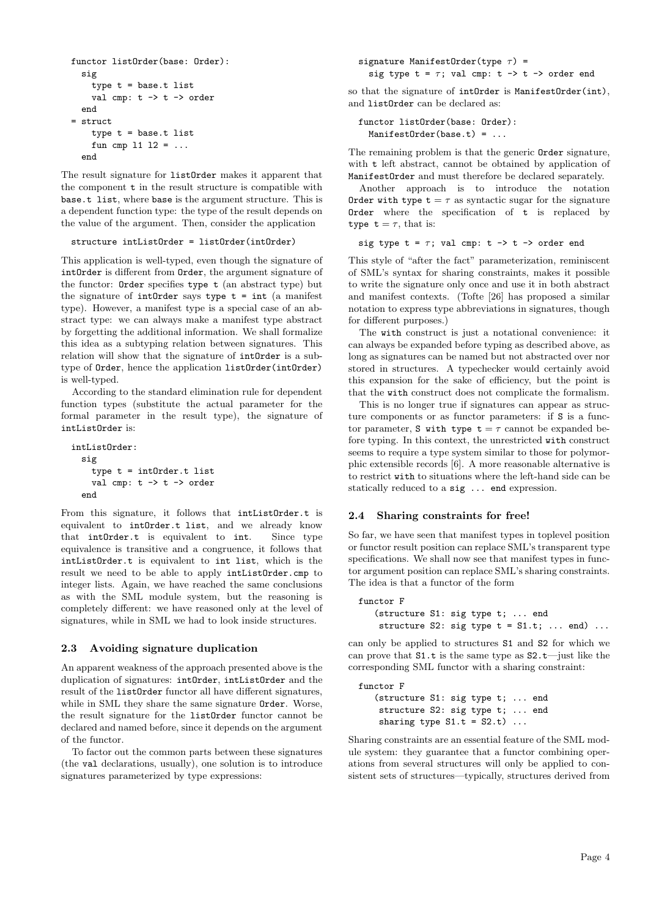```
functor listOrder(base: Order):
  sig
    type t = base.t list
    val cmp: t -> t -> order
  end
= struct
    type t = base.t list
    fun cmp l1 l2 = ...
  end
```

The result signature for `listOrder` makes it apparent that the component `t` in the result structure is compatible with `base.t list`, where `base` is the argument structure. This is a dependent function type: the type of the result depends on the value of the argument. Then, consider the application

```
structure intListOrder = listOrder(intOrder)
```

This application is well-typed, even though the signature of `intOrder` is different from `Order`, the argument signature of the functor: `Order` specifies `type t` (an abstract type) but the signature of `intOrder` says `type t = int` (a manifest type). However, a manifest type is a special case of an abstract type: we can always make a manifest type abstract by forgetting the additional information. We shall formalize this idea as a subtyping relation between signatures. This relation will show that the signature of `intOrder` is a subtype of `Order`, hence the application `listOrder(intOrder)` is well-typed.

According to the standard elimination rule for dependent function types (substitute the actual parameter for the formal parameter in the result type), the signature of `intListOrder` is:

```
intListOrder:
  sig
    type t = intOrder.t list
    val cmp: t -> t -> order
  end
```

From this signature, it follows that `intListOrder.t` is equivalent to `intOrder.t list`, and we already know that `intOrder.t` is equivalent to `int`. Since type equivalence is transitive and a congruence, it follows that `intListOrder.t` is equivalent to `int list`, which is the result we need to be able to apply `intListOrder.cmp` to integer lists. Again, we have reached the same conclusions as with the SML module system, but the reasoning is completely different: we have reasoned only at the level of signatures, while in SML we had to look inside structures.

### 2.3 Avoiding signature duplication

An apparent weakness of the approach presented above is the duplication of signatures: `intOrder`, `intListOrder` and the result of the `listOrder` functor all have different signatures, while in SML they share the same signature `Order`. Worse, the result signature for the `listOrder` functor cannot be declared and named before, since it depends on the argument of the functor.

To factor out the common parts between these signatures (the `val` declarations, usually), one solution is to introduce signatures parameterized by type expressions:

```
signature ManifestOrder(type τ) =
  sig type t = τ; val cmp: t -> t -> order end
```

so that the signature of `intOrder` is `ManifestOrder(int)`, and `listOrder` can be declared as:

```
functor listOrder(base: Order):
  ManifestOrder(base.t) = ...
```

The remaining problem is that the generic `Order` signature, with `t` left abstract, cannot be obtained by application of `ManifestOrder` and must therefore be declared separately.

Another approach is to introduce the notation `Order with type t =` $\tau$ as syntactic sugar for the signature `Order` where the specification of `t` is replaced by `type t =` $\tau$, that is:

```
sig type t = τ; val cmp: t -> t -> order end
```

This style of "after the fact" parameterization, reminiscent of SML's syntax for sharing constraints, makes it possible to write the signature only once and use it in both abstract and manifest contexts. (Tofte [26] has proposed a similar notation to express type abbreviations in signatures, though for different purposes.)

The `with` construct is just a notational convenience: it can always be expanded before typing as described above, as long as signatures can be named but not abstracted over nor stored in structures. A typechecker would certainly avoid this expansion for the sake of efficiency, but the point is that the `with` construct does not complicate the formalism.

This is no longer true if signatures can appear as structure components or as functor parameters: if `S` is a functor parameter, `S with type t =` $\tau$ cannot be expanded before typing. In this context, the unrestricted `with` construct seems to require a type system similar to those for polymorphic extensible records [6]. A more reasonable alternative is to restrict `with` to situations where the left-hand side can be statically reduced to a `sig ... end` expression.

### 2.4 Sharing constraints for free!

So far, we have seen that manifest types in toplevel position or functor result position can replace SML's transparent type specifications. We shall now see that manifest types in functor argument position can replace SML's sharing constraints. The idea is that a functor of the form

```
functor F
   (structure S1: sig type t; ... end
    structure S2: sig type t = S1.t; ... end) ...
```

can only be applied to structures `S1` and `S2` for which we can prove that `S1.t` is the same type as `S2.t`—just like the corresponding SML functor with a sharing constraint:

```
functor F
   (structure S1: sig type t; ... end
    structure S2: sig type t; ... end
    sharing type S1.t = S2.t) ...
```

Sharing constraints are an essential feature of the SML module system: they guarantee that a functor combining operations from several structures will only be applied to consistent sets of structures—typically, structures derived from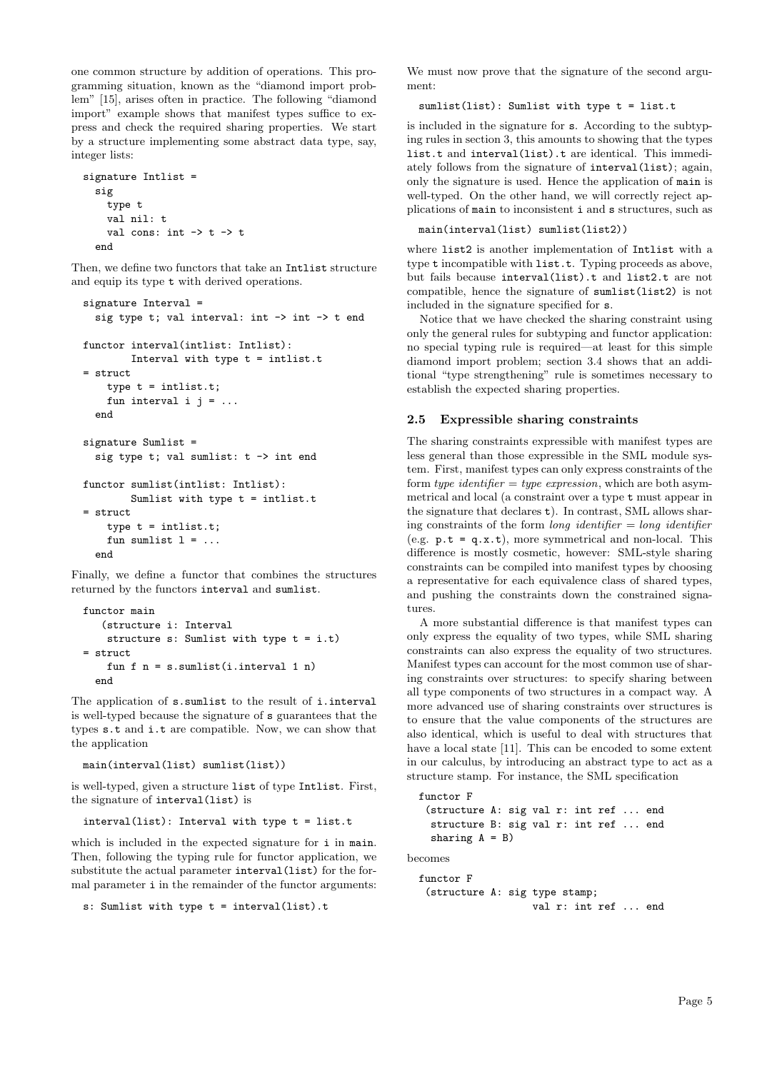one common structure by addition of operations. This programming situation, known as the "diamond import problem" [15], arises often in practice. The following "diamond import" example shows that manifest types suffice to express and check the required sharing properties. We start by a structure implementing some abstract data type, say, integer lists:

```
signature Intlist =
  sig
    type t
    val nil: t
    val cons: int -> t -> t
  end
```

Then, we define two functors that take an `Intlist` structure and equip its type `t` with derived operations.

```
signature Interval =
  sig type t; val interval: int -> int -> t end

functor interval(intlist: Intlist):
        Interval with type t = intlist.t
= struct
    type t = intlist.t;
    fun interval i j = ...
  end

signature Sumlist =
  sig type t; val sumlist: t -> int end

functor sumlist(intlist: Intlist):
        Sumlist with type t = intlist.t
= struct
    type t = intlist.t;
    fun sumlist l = ...
  end
```

Finally, we define a functor that combines the structures returned by the functors `interval` and `sumlist`.

```
functor main
   (structure i: Interval
    structure s: Sumlist with type t = i.t)
= struct
    fun f n = s.sumlist(i.interval 1 n)
  end
```

The application of `s.sumlist` to the result of `i.interval` is well-typed because the signature of `s` guarantees that the types `s.t` and `i.t` are compatible. Now, we can show that the application

```
main(interval(list) sumlist(list))
```

is well-typed, given a structure `list` of type `Intlist`. First, the signature of `interval(list)` is

```
interval(list): Interval with type t = list.t
```

which is included in the expected signature for `i` in `main`. Then, following the typing rule for functor application, we substitute the actual parameter `interval(list)` for the formal parameter `i` in the remainder of the functor arguments:

```
s: Sumlist with type t = interval(list).t
```

We must now prove that the signature of the second argument:

```
sumlist(list): Sumlist with type t = list.t
```

is included in the signature for `s`. According to the subtyping rules in section 3, this amounts to showing that the types `list.t` and `interval(list).t` are identical. This immediately follows from the signature of `interval(list)`; again, only the signature is used. Hence the application of `main` is well-typed. On the other hand, we will correctly reject applications of `main` to inconsistent `i` and `s` structures, such as

```
main(interval(list) sumlist(list2))
```

where `list2` is another implementation of `Intlist` with a type `t` incompatible with `list.t`. Typing proceeds as above, but fails because `interval(list).t` and `list2.t` are not compatible, hence the signature of `sumlist(list2)` is not included in the signature specified for `s`.

Notice that we have checked the sharing constraint using only the general rules for subtyping and functor application: no special typing rule is required—at least for this simple diamond import problem; section 3.4 shows that an additional "type strengthening" rule is sometimes necessary to establish the expected sharing properties.

### 2.5 Expressible sharing constraints

The sharing constraints expressible with manifest types are less general than those expressible in the SML module system. First, manifest types can only express constraints of the form *type identifier = type expression*, which are both asymmetrical and local (a constraint over a type `t` must appear in the signature that declares `t`). In contrast, SML allows sharing constraints of the form *long identifier = long identifier* (e.g. `p.t = q.x.t`), more symmetrical and non-local. This difference is mostly cosmetic, however: SML-style sharing constraints can be compiled into manifest types by choosing a representative for each equivalence class of shared types, and pushing the constraints down the constrained signatures.

A more substantial difference is that manifest types can only express the equality of two types, while SML sharing constraints can also express the equality of two structures. Manifest types can account for the most common use of sharing constraints over structures: to specify sharing between all type components of two structures in a compact way. A more advanced use of sharing constraints over structures is to ensure that the value components of the structures are also identical, which is useful to deal with structures that have a local state [11]. This can be encoded to some extent in our calculus, by introducing an abstract type to act as a structure stamp. For instance, the SML specification

```
functor F
 (structure A: sig val r: int ref ... end
  structure B: sig val r: int ref ... end
  sharing A = B)
```

becomes

```
functor F
 (structure A: sig type stamp;
                   val r: int ref ... end
```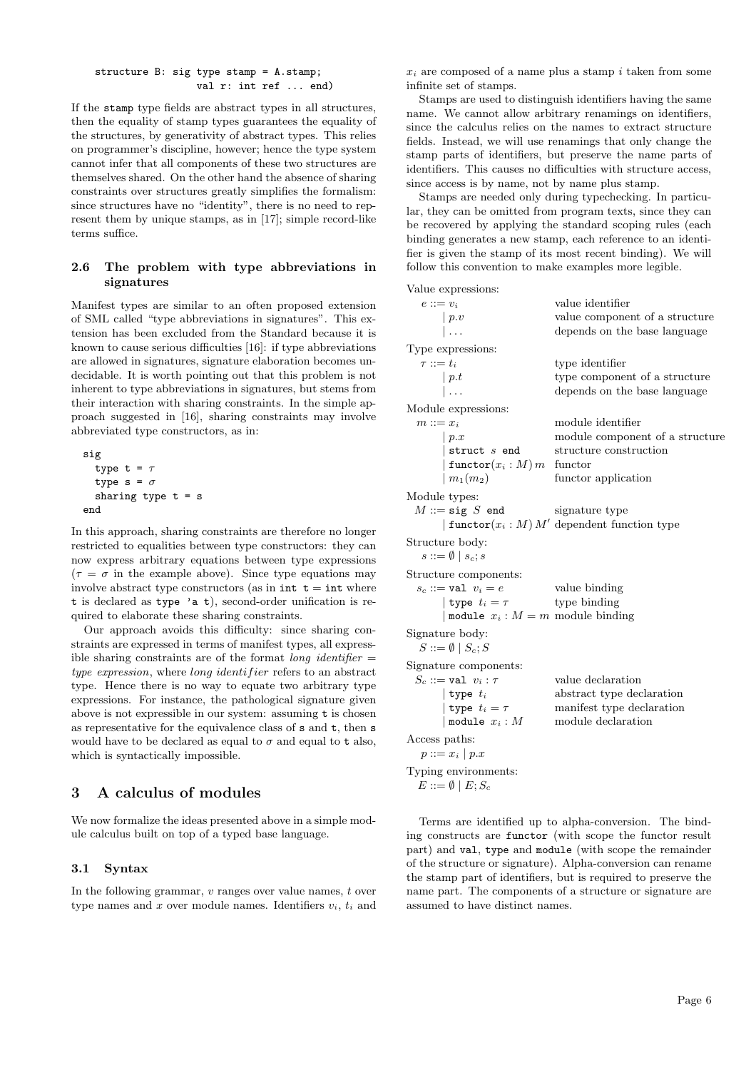```
structure B: sig type stamp = A.stamp;
                 val r: int ref ... end)
```

If the `stamp` type fields are abstract types in all structures, then the equality of stamp types guarantees the equality of the structures, by generativity of abstract types. This relies on programmer's discipline, however; hence the type system cannot infer that all components of these two structures are themselves shared. On the other hand the absence of sharing constraints over structures greatly simplifies the formalism: since structures have no "identity", there is no need to represent them by unique stamps, as in [17]; simple record-like terms suffice.

### 2.6 The problem with type abbreviations in signatures

Manifest types are similar to an often proposed extension of SML called "type abbreviations in signatures". This extension has been excluded from the Standard because it is known to cause serious difficulties [16]: if type abbreviations are allowed in signatures, signature elaboration becomes undecidable. It is worth pointing out that this problem is not inherent to type abbreviations in signatures, but stems from their interaction with sharing constraints. In the simple approach suggested in [16], sharing constraints may involve abbreviated type constructors, as in:

```
sig
  type t = τ
  type s = σ
  sharing type t = s
end
```

In this approach, sharing constraints are therefore no longer restricted to equalities between type constructors: they can now express arbitrary equations between type expressions ($\tau = \sigma$ in the example above). Since type equations may involve abstract type constructors (as in `int t = int` where `t` is declared as `type 'a t`), second-order unification is required to elaborate these sharing constraints.

Our approach avoids this difficulty: since sharing constraints are expressed in terms of manifest types, all expressible sharing constraints are of the format *long identifier = type expression*, where *long identifier* refers to an abstract type. Hence there is no way to equate two arbitrary type expressions. For instance, the pathological signature given above is not expressible in our system: assuming `t` is chosen as representative for the equivalence class of `s` and `t`, then `s` would have to be declared as equal to $\sigma$ and equal to `t` also, which is syntactically impossible.

## 3 A calculus of modules

We now formalize the ideas presented above in a simple module calculus built on top of a typed base language.

### 3.1 Syntax

In the following grammar, $v$ ranges over value names, $t$ over type names and $x$ over module names. Identifiers $v_i$, $t_i$ and $x_i$ are composed of a name plus a stamp $i$ taken from some infinite set of stamps.

Stamps are used to distinguish identifiers having the same name. We cannot allow arbitrary renamings on identifiers, since the calculus relies on the names to extract structure fields. Instead, we will use renamings that only change the stamp parts of identifiers, but preserve the name parts of identifiers. This causes no difficulties with structure access, since access is by name, not by name plus stamp.

Stamps are needed only during typechecking. In particular, they can be omitted from program texts, since they can be recovered by applying the standard scoping rules (each binding generates a new stamp, each reference to an identifier is given the stamp of its most recent binding). We will follow this convention to make examples more legible.

Value expressions:

| | |
|---|---|
| $e ::= v_i$ | value identifier |
| $\mid p.v$ | value component of a structure |
| $\mid \ldots$ | depends on the base language |

Type expressions:

| | |
|---|---|
| $\tau ::= t_i$ | type identifier |
| $\mid p.t$ | type component of a structure |
| $\mid \ldots$ | depends on the base language |

Module expressions:

| | |
|---|---|
| $m ::= x_i$ | module identifier |
| $\mid p.x$ | module component of a structure |
| $\mid$ `struct` $s$ `end` | structure construction |
| $\mid$ `functor`$(x_i : M)\, m$ | functor |
| $\mid m_1(m_2)$ | functor application |

Module types:

| | |
|---|---|
| $M ::=$ `sig` $S$ `end` | signature type |
| $\mid$ `functor`$(x_i : M)\, M'$ | dependent function type |

Structure body:
$s ::= \emptyset \mid s_c; s$

Structure components:

| | |
|---|---|
| $s_c ::=$ `val` $v_i = e$ | value binding |
| $\mid$ `type` $t_i = \tau$ | type binding |
| $\mid$ `module` $x_i : M = m$ | module binding |

Signature body:
$S ::= \emptyset \mid S_c; S$

Signature components:

| | |
|---|---|
| $S_c ::=$ `val` $v_i : \tau$ | value declaration |
| $\mid$ `type` $t_i$ | abstract type declaration |
| $\mid$ `type` $t_i = \tau$ | manifest type declaration |
| $\mid$ `module` $x_i : M$ | module declaration |

Access paths:
$p ::= x_i \mid p.x$

Typing environments:
$E ::= \emptyset \mid E; S_c$

Terms are identified up to alpha-conversion. The binding constructs are `functor` (with scope the functor result part) and `val`, `type` and `module` (with scope the remainder of the structure or signature). Alpha-conversion can rename the stamp part of identifiers, but is required to preserve the name part. The components of a structure or signature are assumed to have distinct names.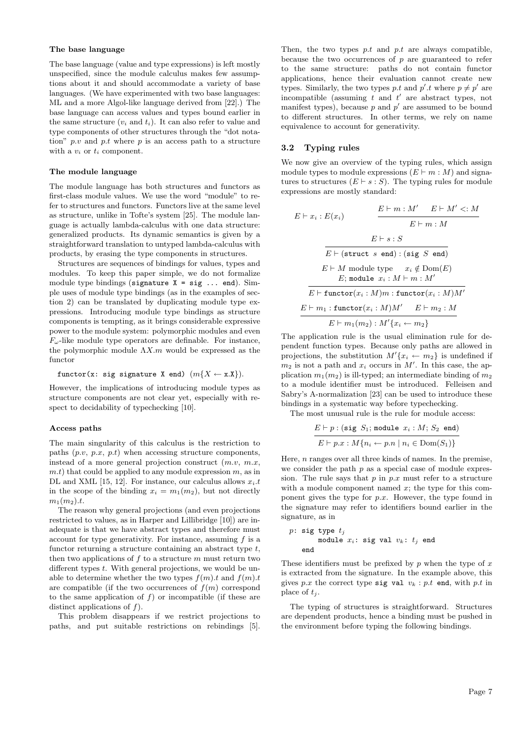#### The base language

The base language (value and type expressions) is left mostly unspecified, since the module calculus makes few assumptions about it and should accommodate a variety of base languages. (We have experimented with two base languages: ML and a more Algol-like language derived from [22].) The base language can access values and types bound earlier in the same structure ($v_i$ and $t_i$). It can also refer to value and type components of other structures through the "dot notation" $p.v$ and $p.t$ where $p$ is an access path to a structure with a $v_i$ or $t_i$ component.

#### The module language

The module language has both structures and functors as first-class module values. We use the word "module" to refer to structures and functors. Functors live at the same level as structure, unlike in Tofte's system [25]. The module language is actually lambda-calculus with one data structure: generalized products. Its dynamic semantics is given by a straightforward translation to untyped lambda-calculus with products, by erasing the type components in structures.

Structures are sequences of bindings for values, types and modules. To keep this paper simple, we do not formalize module type bindings (`signature X = sig ... end`). Simple uses of module type bindings (as in the examples of section 2) can be translated by duplicating module type expressions. Introducing module type bindings as structure components is tempting, as it brings considerable expressive power to the module system: polymorphic modules and even $F_\omega$-like module type operators are definable. For instance, the polymorphic module $\Lambda X.m$ would be expressed as the functor

$$\texttt{functor(x: sig signature X end)}\ \ (m\{X \leftarrow \texttt{x.X}\}).$$

However, the implications of introducing module types as structure components are not clear yet, especially with respect to decidability of typechecking [10].

#### Access paths

The main singularity of this calculus is the restriction to paths ($p.v$, $p.x$, $p.t$) when accessing structure components, instead of a more general projection construct ($m.v$, $m.x$, $m.t$) that could be applied to any module expression $m$, as in DL and XML [15, 12]. For instance, our calculus allows $x_i.t$ in the scope of the binding $x_i = m_1(m_2)$, but not directly $m_1(m_2).t$.

The reason why general projections (and even projections restricted to values, as in Harper and Lillibridge [10]) are inadequate is that we have abstract types and therefore must account for type generativity. For instance, assuming $f$ is a functor returning a structure containing an abstract type $t$, then two applications of $f$ to a structure $m$ must return two different types $t$. With general projections, we would be unable to determine whether the two types $f(m).t$ and $f(m).t$ are compatible (if the two occurrences of $f(m)$ correspond to the same application of $f$) or incompatible (if these are distinct applications of $f$).

This problem disappears if we restrict projections to paths, and put suitable restrictions on rebindings [5]. Then, the two types $p.t$ and $p.t$ are always compatible, because the two occurrences of $p$ are guaranteed to refer to the same structure: paths do not contain functor applications, hence their evaluation cannot create new types. Similarly, the two types $p.t$ and $p'.t$ where $p \neq p'$ are incompatible (assuming $t$ and $t'$ are abstract types, not manifest types), because $p$ and $p'$ are assumed to be bound to different structures. In other terms, we rely on name equivalence to account for generativity.

### 3.2 Typing rules

We now give an overview of the typing rules, which assign module types to module expressions ($E \vdash m : M$) and signatures to structures ($E \vdash s : S$). The typing rules for module expressions are mostly standard:

$$E \vdash x_i : E(x_i) \qquad \frac{E \vdash m : M' \qquad E \vdash M' <: M}{E \vdash m : M}$$

$$\frac{E \vdash s : S}{E \vdash (\texttt{struct}\ s\ \texttt{end}) : (\texttt{sig}\ S\ \texttt{end})}$$

$$\frac{E \vdash M \text{ module type} \qquad x_i \notin \mathrm{Dom}(E) \qquad E;\ \texttt{module}\ x_i : M \vdash m : M'}{E \vdash \texttt{functor}(x_i : M)m : \texttt{functor}(x_i : M)M'}$$

$$\frac{E \vdash m_1 : \texttt{functor}(x_i : M)M' \qquad E \vdash m_2 : M}{E \vdash m_1(m_2) : M'\{x_i \leftarrow m_2\}}$$

The application rule is the usual elimination rule for dependent function types. Because only paths are allowed in projections, the substitution $M'\{x_i \leftarrow m_2\}$ is undefined if $m_2$ is not a path and $x_i$ occurs in $M'$. In this case, the application $m_1(m_2)$ is ill-typed; an intermediate binding of $m_2$ to a module identifier must be introduced. Felleisen and Sabry's A-normalization [23] can be used to introduce these bindings in a systematic way before typechecking.

The most unusual rule is the rule for module access:

$$\frac{E \vdash p : (\texttt{sig}\ S_1;\ \texttt{module}\ x_i : M;\ S_2\ \texttt{end})}{E \vdash p.x : M\{n_i \leftarrow p.n \mid n_i \in \mathrm{Dom}(S_1)\}}$$

Here, $n$ ranges over all three kinds of names. In the premise, we consider the path $p$ as a special case of module expression. The rule says that $p$ in $p.x$ must refer to a structure with a module component named $x$; the type for this component gives the type for $p.x$. However, the type found in the signature may refer to identifiers bound earlier in the signature, as in

```
p: sig type t_j
       module x_i: sig val v_k: t_j end
   end
```

These identifiers must be prefixed by $p$ when the type of $x$ is extracted from the signature. In the example above, this gives $p.x$ the correct type `sig val` $v_k : p.t$ `end`, with $p.t$ in place of $t_j$.

The typing of structures is straightforward. Structures are dependent products, hence a binding must be pushed in the environment before typing the following bindings.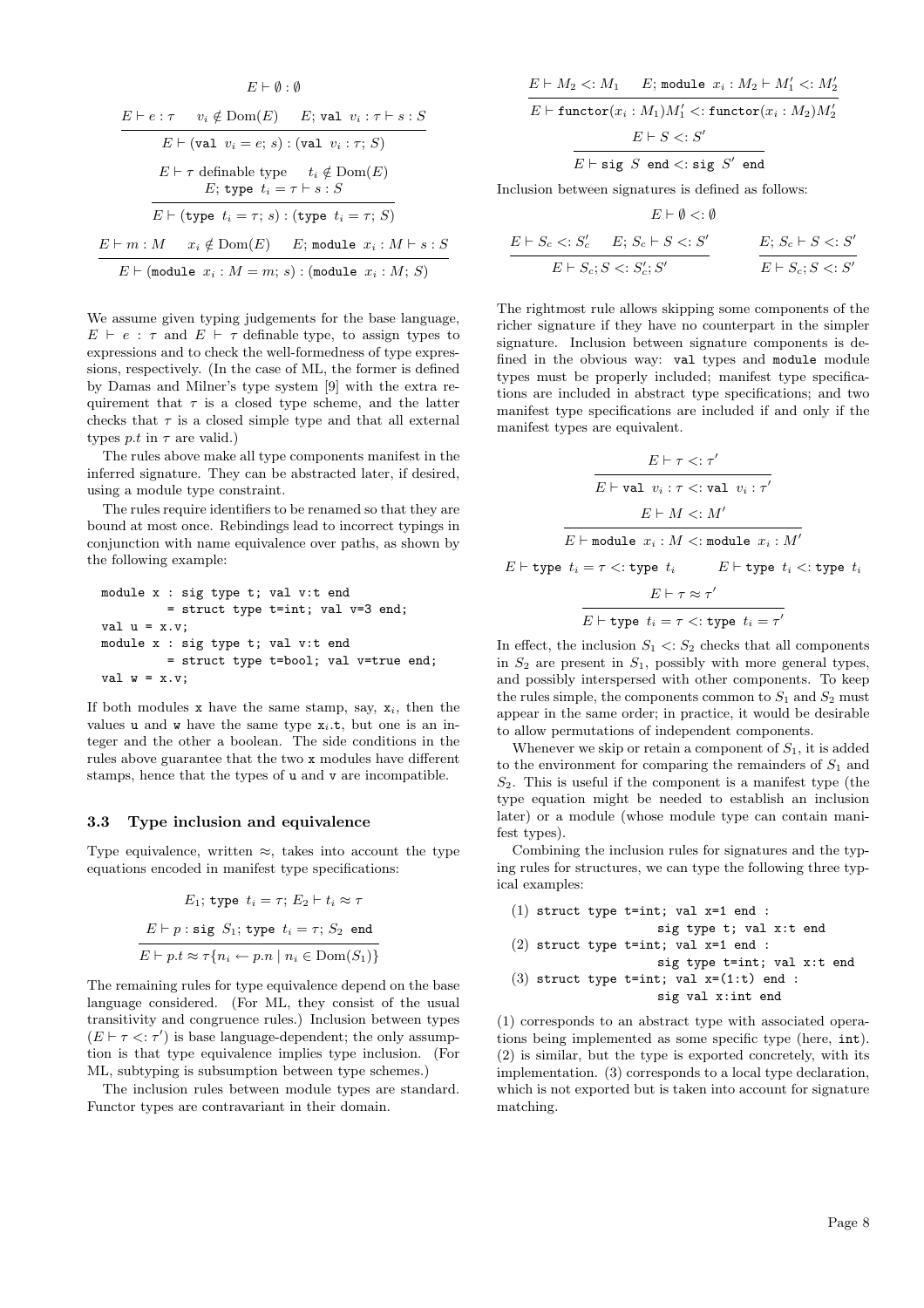$$E \vdash \emptyset : \emptyset$$

$$\frac{E \vdash e : \tau \quad v_i \notin \mathrm{Dom}(E) \quad E; \texttt{val}\ v_i : \tau \vdash s : S}{E \vdash (\texttt{val}\ v_i = e;\ s) : (\texttt{val}\ v_i : \tau;\ S)}$$

$$\frac{\begin{array}{c} E \vdash \tau \text{ definable type} \quad t_i \notin \mathrm{Dom}(E) \\ E; \texttt{type}\ t_i = \tau \vdash s : S \end{array}}{E \vdash (\texttt{type}\ t_i = \tau;\ s) : (\texttt{type}\ t_i = \tau;\ S)}$$

$$\frac{E \vdash m : M \quad x_i \notin \mathrm{Dom}(E) \quad E; \texttt{module}\ x_i : M \vdash s : S}{E \vdash (\texttt{module}\ x_i : M = m;\ s) : (\texttt{module}\ x_i : M;\ S)}$$

We assume given typing judgements for the base language, $E \vdash e : \tau$ and $E \vdash \tau$ definable type, to assign types to expressions and to check the well-formedness of type expressions, respectively. (In the case of ML, the former is defined by Damas and Milner's type system [9] with the extra requirement that $\tau$ is a closed type scheme, and the latter checks that $\tau$ is a closed simple type and that all external types $p.t$ in $\tau$ are valid.)

The rules above make all type components manifest in the inferred signature. They can be abstracted later, if desired, using a module type constraint.

The rules require identifiers to be renamed so that they are bound at most once. Rebindings lead to incorrect typings in conjunction with name equivalence over paths, as shown by the following example:

```
module x : sig type t; val v:t end
         = struct type t=int; val v=3 end;
val u = x.v;
module x : sig type t; val v:t end
         = struct type t=bool; val v=true end;
val w = x.v;
```

If both modules `x` have the same stamp, say, $\mathtt{x}_i$, then the values `u` and `w` have the same type $\mathtt{x}_i\mathtt{.t}$, but one is an integer and the other a boolean. The side conditions in the rules above guarantee that the two `x` modules have different stamps, hence that the types of `u` and `v` are incompatible.

### 3.3 Type inclusion and equivalence

Type equivalence, written $\approx$, takes into account the type equations encoded in manifest type specifications:

$$E_1; \texttt{type}\ t_i = \tau; E_2 \vdash t_i \approx \tau$$

$$\frac{E \vdash p : \texttt{sig}\ S_1; \texttt{type}\ t_i = \tau; S_2\ \texttt{end}}{E \vdash p.t \approx \tau\{n_i \leftarrow p.n \mid n_i \in \mathrm{Dom}(S_1)\}}$$

The remaining rules for type equivalence depend on the base language considered. (For ML, they consist of the usual transitivity and congruence rules.) Inclusion between types ($E \vdash \tau <: \tau'$) is base language-dependent; the only assumption is that type equivalence implies type inclusion. (For ML, subtyping is subsumption between type schemes.)

The inclusion rules between module types are standard. Functor types are contravariant in their domain.

$$\frac{E \vdash M_2 <: M_1 \quad E; \texttt{module}\ x_i : M_2 \vdash M_1' <: M_2'}{E \vdash \texttt{functor}(x_i : M_1)M_1' <: \texttt{functor}(x_i : M_2)M_2'}$$

$$\frac{E \vdash S <: S'}{E \vdash \texttt{sig}\ S\ \texttt{end} <: \texttt{sig}\ S'\ \texttt{end}}$$

Inclusion between signatures is defined as follows:

$$E \vdash \emptyset <: \emptyset$$

$$\frac{E \vdash S_c <: S_c' \quad E; S_c \vdash S <: S'}{E \vdash S_c; S <: S_c'; S'} \qquad \frac{E; S_c \vdash S <: S'}{E \vdash S_c; S <: S'}$$

The rightmost rule allows skipping some components of the richer signature if they have no counterpart in the simpler signature. Inclusion between signature components is defined in the obvious way: `val` types and `module` module types must be properly included; manifest type specifications are included in abstract type specifications; and two manifest type specifications are included if and only if the manifest types are equivalent.

$$\frac{E \vdash \tau <: \tau'}{E \vdash \texttt{val}\ v_i : \tau <: \texttt{val}\ v_i : \tau'}$$

$$\frac{E \vdash M <: M'}{E \vdash \texttt{module}\ x_i : M <: \texttt{module}\ x_i : M'}$$

$$E \vdash \texttt{type}\ t_i = \tau <: \texttt{type}\ t_i \qquad E \vdash \texttt{type}\ t_i <: \texttt{type}\ t_i$$

$$\frac{E \vdash \tau \approx \tau'}{E \vdash \texttt{type}\ t_i = \tau <: \texttt{type}\ t_i = \tau'}$$

In effect, the inclusion $S_1 <: S_2$ checks that all components in $S_2$ are present in $S_1$, possibly with more general types, and possibly interspersed with other components. To keep the rules simple, the components common to $S_1$ and $S_2$ must appear in the same order; in practice, it would be desirable to allow permutations of independent components.

Whenever we skip or retain a component of $S_1$, it is added to the environment for comparing the remainders of $S_1$ and $S_2$. This is useful if the component is a manifest type (the type equation might be needed to establish an inclusion later) or a module (whose module type can contain manifest types).

Combining the inclusion rules for signatures and the typing rules for structures, we can type the following three typical examples:

```
(1) struct type t=int; val x=1 end :
                    sig type t; val x:t end
(2) struct type t=int; val x=1 end :
                    sig type t=int; val x:t end
(3) struct type t=int; val x=(1:t) end :
                    sig val x:int end
```

(1) corresponds to an abstract type with associated operations being implemented as some specific type (here, `int`). (2) is similar, but the type is exported concretely, with its implementation. (3) corresponds to a local type declaration, which is not exported but is taken into account for signature matching.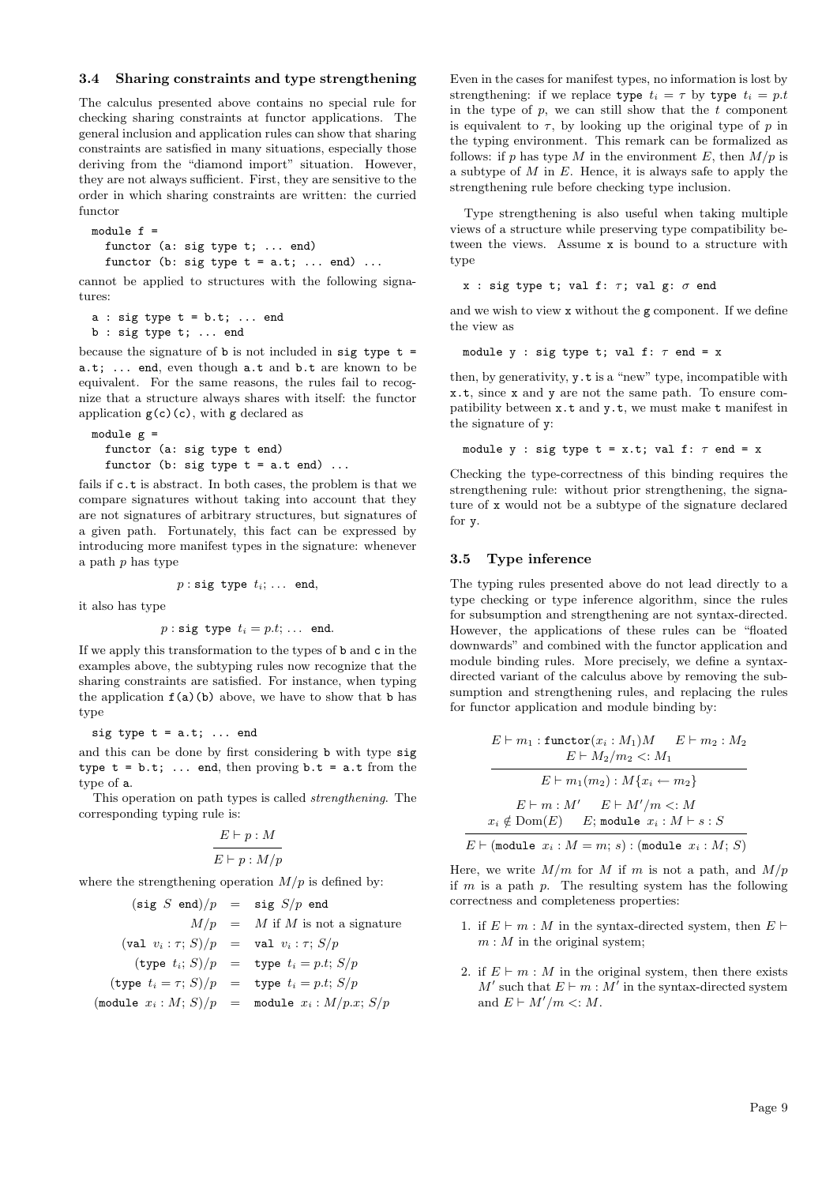### 3.4 Sharing constraints and type strengthening

The calculus presented above contains no special rule for checking sharing constraints at functor applications. The general inclusion and application rules can show that sharing constraints are satisfied in many situations, especially those deriving from the "diamond import" situation. However, they are not always sufficient. First, they are sensitive to the order in which sharing constraints are written: the curried functor

```
module f =
  functor (a: sig type t; ... end)
  functor (b: sig type t = a.t; ... end) ...
```

cannot be applied to structures with the following signatures:

```
a : sig type t = b.t; ... end
b : sig type t; ... end
```

because the signature of `b` is not included in `sig type t = a.t; ... end`, even though `a.t` and `b.t` are known to be equivalent. For the same reasons, the rules fail to recognize that a structure always shares with itself: the functor application `g(c)(c)`, with `g` declared as

```
module g =
  functor (a: sig type t end)
  functor (b: sig type t = a.t end) ...
```

fails if `c.t` is abstract. In both cases, the problem is that we compare signatures without taking into account that they are not signatures of arbitrary structures, but signatures of a given path. Fortunately, this fact can be expressed by introducing more manifest types in the signature: whenever a path $p$ has type

$$p : \texttt{sig type } t_i; \ldots \texttt{ end},$$

it also has type

$$p : \texttt{sig type } t_i = p.t; \ldots \texttt{ end}.$$

If we apply this transformation to the types of `b` and `c` in the examples above, the subtyping rules now recognize that the sharing constraints are satisfied. For instance, when typing the application `f(a)(b)` above, we have to show that `b` has type

```
sig type t = a.t; ... end
```

and this can be done by first considering `b` with type `sig type t = b.t; ... end`, then proving `b.t = a.t` from the type of `a`.

This operation on path types is called *strengthening*. The corresponding typing rule is:

$$\frac{E \vdash p : M}{E \vdash p : M/p}$$

where the strengthening operation $M/p$ is defined by:

$$\begin{array}{rcl}
(\texttt{sig } S \texttt{ end})/p &=& \texttt{sig } S/p \texttt{ end} \\
M/p &=& M \text{ if } M \text{ is not a signature} \\
(\texttt{val } v_i : \tau;\, S)/p &=& \texttt{val } v_i : \tau;\, S/p \\
(\texttt{type } t_i;\, S)/p &=& \texttt{type } t_i = p.t;\, S/p \\
(\texttt{type } t_i = \tau;\, S)/p &=& \texttt{type } t_i = p.t;\, S/p \\
(\texttt{module } x_i : M;\, S)/p &=& \texttt{module } x_i : M/p.x;\, S/p
\end{array}$$

Even in the cases for manifest types, no information is lost by strengthening: if we replace `type` $t_i = \tau$ by `type` $t_i = p.t$ in the type of $p$, we can still show that the $t$ component is equivalent to $\tau$, by looking up the original type of $p$ in the typing environment. This remark can be formalized as follows: if $p$ has type $M$ in the environment $E$, then $M/p$ is a subtype of $M$ in $E$. Hence, it is always safe to apply the strengthening rule before checking type inclusion.

Type strengthening is also useful when taking multiple views of a structure while preserving type compatibility between the views. Assume `x` is bound to a structure with type

```
x : sig type t; val f: τ; val g: σ end
```

and we wish to view `x` without the `g` component. If we define the view as

```
module y : sig type t; val f: τ end = x
```

then, by generativity, `y.t` is a "new" type, incompatible with `x.t`, since `x` and `y` are not the same path. To ensure compatibility between `x.t` and `y.t`, we must make `t` manifest in the signature of `y`:

```
module y : sig type t = x.t; val f: τ end = x
```

Checking the type-correctness of this binding requires the strengthening rule: without prior strengthening, the signature of `x` would not be a subtype of the signature declared for `y`.

### 3.5 Type inference

The typing rules presented above do not lead directly to a type checking or type inference algorithm, since the rules for subsumption and strengthening are not syntax-directed. However, the applications of these rules can be "floated downwards" and combined with the functor application and module binding rules. More precisely, we define a syntax-directed variant of the calculus above by removing the subsumption and strengthening rules, and replacing the rules for functor application and module binding by:

$$\frac{E \vdash m_1 : \texttt{functor}(x_i : M_1)M \qquad E \vdash m_2 : M_2 \qquad E \vdash M_2/m_2 <: M_1}{E \vdash m_1(m_2) : M\{x_i \leftarrow m_2\}}$$

$$\frac{E \vdash m : M' \qquad E \vdash M'/m <: M \qquad x_i \notin \mathrm{Dom}(E) \qquad E;\, \texttt{module } x_i : M \vdash s : S}{E \vdash (\texttt{module } x_i : M = m;\, s) : (\texttt{module } x_i : M;\, S)}$$

Here, we write $M/m$ for $M$ if $m$ is not a path, and $M/p$ if $m$ is a path $p$. The resulting system has the following correctness and completeness properties:

1. if $E \vdash m : M$ in the syntax-directed system, then $E \vdash m : M$ in the original system;
2. if $E \vdash m : M$ in the original system, then there exists $M'$ such that $E \vdash m : M'$ in the syntax-directed system and $E \vdash M'/m <: M$.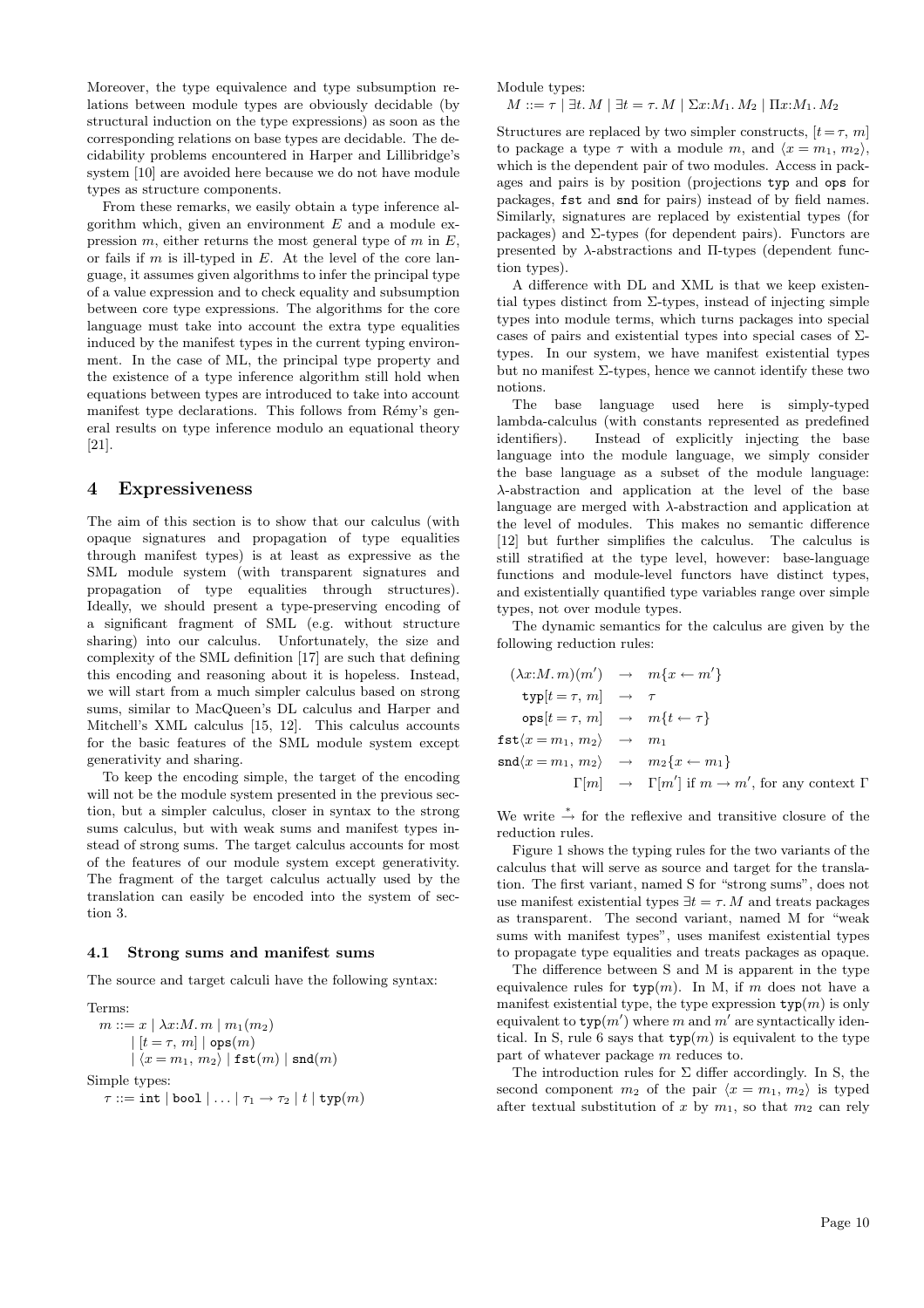Moreover, the type equivalence and type subsumption relations between module types are obviously decidable (by structural induction on the type expressions) as soon as the corresponding relations on base types are decidable. The decidability problems encountered in Harper and Lillibridge's system [10] are avoided here because we do not have module types as structure components.

From these remarks, we easily obtain a type inference algorithm which, given an environment $E$ and a module expression $m$, either returns the most general type of $m$ in $E$, or fails if $m$ is ill-typed in $E$. At the level of the core language, it assumes given algorithms to infer the principal type of a value expression and to check equality and subsumption between core type expressions. The algorithms for the core language must take into account the extra type equalities induced by the manifest types in the current typing environment. In the case of ML, the principal type property and the existence of a type inference algorithm still hold when equations between types are introduced to take into account manifest type declarations. This follows from Rémy's general results on type inference modulo an equational theory [21].

## 4 Expressiveness

The aim of this section is to show that our calculus (with opaque signatures and propagation of type equalities through manifest types) is at least as expressive as the SML module system (with transparent signatures and propagation of type equalities through structures). Ideally, we should present a type-preserving encoding of a significant fragment of SML (e.g. without structure sharing) into our calculus. Unfortunately, the size and complexity of the SML definition [17] are such that defining this encoding and reasoning about it is hopeless. Instead, we will start from a much simpler calculus based on strong sums, similar to MacQueen's DL calculus and Harper and Mitchell's XML calculus [15, 12]. This calculus accounts for the basic features of the SML module system except generativity and sharing.

To keep the encoding simple, the target of the encoding will not be the module system presented in the previous section, but a simpler calculus, closer in syntax to the strong sums calculus, but with weak sums and manifest types instead of strong sums. The target calculus accounts for most of the features of our module system except generativity. The fragment of the target calculus actually used by the translation can easily be encoded into the system of section 3.

### 4.1 Strong sums and manifest sums

The source and target calculi have the following syntax:

Terms:
$$m ::= x \mid \lambda x{:}M.\, m \mid m_1(m_2) \mid [t=\tau,\, m] \mid \mathtt{ops}(m) \mid \langle x=m_1,\, m_2\rangle \mid \mathtt{fst}(m) \mid \mathtt{snd}(m)$$

Simple types:
$$\tau ::= \mathtt{int} \mid \mathtt{bool} \mid \ldots \mid \tau_1 \rightarrow \tau_2 \mid t \mid \mathtt{typ}(m)$$

Module types:
$$M ::= \tau \mid \exists t.\, M \mid \exists t=\tau.\, M \mid \Sigma x{:}M_1.\, M_2 \mid \Pi x{:}M_1.\, M_2$$

Structures are replaced by two simpler constructs, $[t=\tau,\, m]$ to package a type $\tau$ with a module $m$, and $\langle x=m_1,\, m_2\rangle$, which is the dependent pair of two modules. Access in packages and pairs is by position (projections `typ` and `ops` for packages, `fst` and `snd` for pairs) instead of by field names. Similarly, signatures are replaced by existential types (for packages) and $\Sigma$-types (for dependent pairs). Functors are presented by $\lambda$-abstractions and $\Pi$-types (dependent function types).

A difference with DL and XML is that we keep existential types distinct from $\Sigma$-types, instead of injecting simple types into module terms, which turns packages into special cases of pairs and existential types into special cases of $\Sigma$-types. In our system, we have manifest existential types but no manifest $\Sigma$-types, hence we cannot identify these two notions.

The base language used here is simply-typed lambda-calculus (with constants represented as predefined identifiers). Instead of explicitly injecting the base language into the module language, we simply consider the base language as a subset of the module language: $\lambda$-abstraction and application at the level of the base language are merged with $\lambda$-abstraction and application at the level of modules. This makes no semantic difference [12] but further simplifies the calculus. The calculus is still stratified at the type level, however: base-language functions and module-level functors have distinct types, and existentially quantified type variables range over simple types, not over module types.

The dynamic semantics for the calculus are given by the following reduction rules:

$$
\begin{array}{rcl}
(\lambda x{:}M.\, m)(m') & \rightarrow & m\{x \leftarrow m'\} \\
\mathtt{typ}[t=\tau,\, m] & \rightarrow & \tau \\
\mathtt{ops}[t=\tau,\, m] & \rightarrow & m\{t \leftarrow \tau\} \\
\mathtt{fst}\langle x=m_1,\, m_2\rangle & \rightarrow & m_1 \\
\mathtt{snd}\langle x=m_1,\, m_2\rangle & \rightarrow & m_2\{x \leftarrow m_1\} \\
\Gamma[m] & \rightarrow & \Gamma[m'] \text{ if } m \rightarrow m', \text{ for any context } \Gamma
\end{array}
$$

We write $\xrightarrow{*}$ for the reflexive and transitive closure of the reduction rules.

Figure 1 shows the typing rules for the two variants of the calculus that will serve as source and target for the translation. The first variant, named S for "strong sums", does not use manifest existential types $\exists t=\tau.\, M$ and treats packages as transparent. The second variant, named M for "weak sums with manifest types", uses manifest existential types to propagate type equalities and treats packages as opaque.

The difference between S and M is apparent in the type equivalence rules for $\mathtt{typ}(m)$. In M, if $m$ does not have a manifest existential type, the type expression $\mathtt{typ}(m)$ is only equivalent to $\mathtt{typ}(m')$ where $m$ and $m'$ are syntactically identical. In S, rule 6 says that $\mathtt{typ}(m)$ is equivalent to the type part of whatever package $m$ reduces to.

The introduction rules for $\Sigma$ differ accordingly. In S, the second component $m_2$ of the pair $\langle x=m_1,\, m_2\rangle$ is typed after textual substitution of $x$ by $m_1$, so that $m_2$ can rely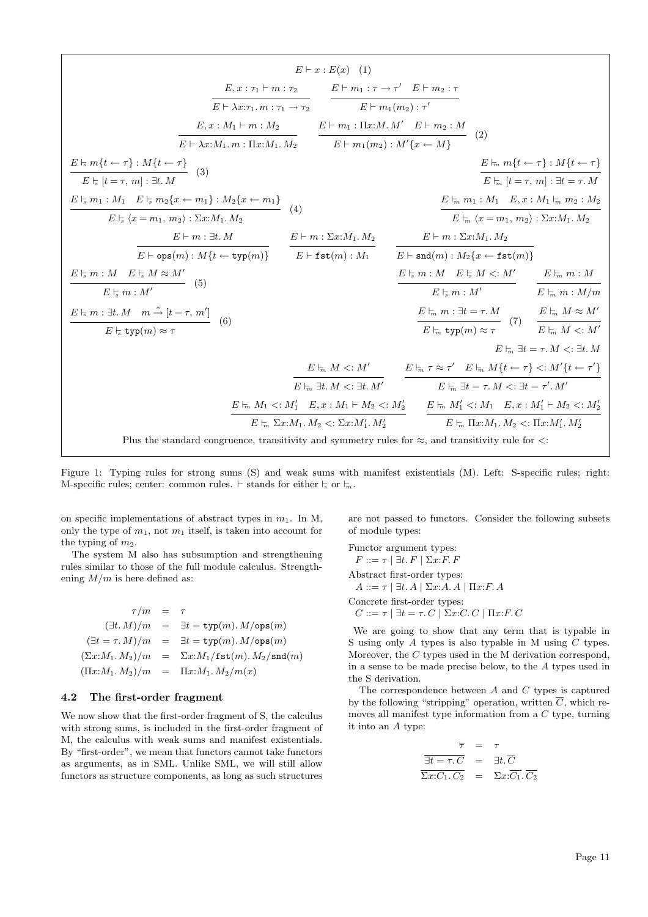$$E \vdash x : E(x) \quad (1)$$

$$\frac{E, x:\tau_1 \vdash m : \tau_2}{E \vdash \lambda x{:}\tau_1.\, m : \tau_1 \to \tau_2} \qquad \frac{E \vdash m_1 : \tau \to \tau' \quad E \vdash m_2 : \tau}{E \vdash m_1(m_2) : \tau'}$$

$$\frac{E, x : M_1 \vdash m : M_2}{E \vdash \lambda x{:}M_1.\, m : \Pi x{:}M_1.\, M_2} \qquad \frac{E \vdash m_1 : \Pi x{:}M.\, M' \quad E \vdash m_2 : M}{E \vdash m_1(m_2) : M'\{x \leftarrow M\}} \quad (2)$$

$$\frac{E \vdash_{s} m\{t \leftarrow \tau\} : M\{t \leftarrow \tau\}}{E \vdash_{s} [t = \tau,\, m] : \exists t.\, M} \quad (3) \qquad \frac{E \vdash_{m} m\{t \leftarrow \tau\} : M\{t \leftarrow \tau\}}{E \vdash_{m} [t = \tau,\, m] : \exists t = \tau.\, M}$$

$$\frac{E \vdash_{s} m_1 : M_1 \quad E \vdash_{s} m_2\{x \leftarrow m_1\} : M_2\{x \leftarrow m_1\}}{E \vdash_{s} \langle x = m_1,\, m_2\rangle : \Sigma x{:}M_1.\, M_2} \quad (4) \qquad \frac{E \vdash_{m} m_1 : M_1 \quad E, x : M_1 \vdash_{m} m_2 : M_2}{E \vdash_{m} \langle x = m_1,\, m_2\rangle : \Sigma x{:}M_1.\, M_2}$$

$$\frac{E \vdash m : \exists t.\, M}{E \vdash \texttt{ops}(m) : M\{t \leftarrow \texttt{typ}(m)\}} \qquad \frac{E \vdash m : \Sigma x{:}M_1.\, M_2}{E \vdash \texttt{fst}(m) : M_1} \qquad \frac{E \vdash m : \Sigma x{:}M_1.\, M_2}{E \vdash \texttt{snd}(m) : M_2\{x \leftarrow \texttt{fst}(m)\}}$$

$$\frac{E \vdash_{s} m : M \quad E \vdash_{s} M \approx M'}{E \vdash_{s} m : M'} \quad (5) \qquad \frac{E \vdash_{s} m : M \quad E \vdash_{s} M <: M'}{E \vdash_{s} m : M'} \qquad \frac{E \vdash_{m} m : M}{E \vdash_{m} m : M/m}$$

$$\frac{E \vdash_{s} m : \exists t.\, M \quad m \xrightarrow{*} [t = \tau,\, m']}{E \vdash_{s} \texttt{typ}(m) \approx \tau} \quad (6) \qquad \frac{E \vdash_{m} m : \exists t = \tau.\, M}{E \vdash_{m} \texttt{typ}(m) \approx \tau} \quad (7) \qquad \frac{E \vdash_{m} M \approx M'}{E \vdash_{m} M <: M'}$$

$$E \vdash_{m} \exists t = \tau.\, M <: \exists t.\, M$$

$$\frac{E \vdash_{m} M <: M'}{E \vdash_{m} \exists t.\, M <: \exists t.\, M'} \qquad \frac{E \vdash_{m} \tau \approx \tau' \quad E \vdash_{m} M\{t \leftarrow \tau\} <: M'\{t \leftarrow \tau'\}}{E \vdash_{m} \exists t = \tau.\, M <: \exists t = \tau'.\, M'}$$

$$\frac{E \vdash_{m} M_1 <: M_1' \quad E, x : M_1 \vdash M_2 <: M_2'}{E \vdash_{m} \Sigma x{:}M_1.\, M_2 <: \Sigma x{:}M_1'.\, M_2'} \qquad \frac{E \vdash_{m} M_1' <: M_1 \quad E, x : M_1' \vdash M_2 <: M_2'}{E \vdash_{m} \Pi x{:}M_1.\, M_2 <: \Pi x{:}M_1'.\, M_2'}$$

Plus the standard congruence, transitivity and symmetry rules for $\approx$, and transitivity rule for $<:$

Figure 1: Typing rules for strong sums (S) and weak sums with manifest existentials (M). Left: S-specific rules; right: M-specific rules; center: common rules. $\vdash$ stands for either $\vdash_{s}$ or $\vdash_{m}$.

on specific implementations of abstract types in $m_1$. In M, only the type of $m_1$, not $m_1$ itself, is taken into account for the typing of $m_2$.

The system M also has subsumption and strengthening rules similar to those of the full module calculus. Strengthening $M/m$ is here defined as:

$$\begin{aligned}
\tau/m &= \tau \\
(\exists t.\, M)/m &= \exists t = \texttt{typ}(m).\, M/\texttt{ops}(m) \\
(\exists t = \tau.\, M)/m &= \exists t = \texttt{typ}(m).\, M/\texttt{ops}(m) \\
(\Sigma x{:}M_1.\, M_2)/m &= \Sigma x{:}M_1/\texttt{fst}(m).\, M_2/\texttt{snd}(m) \\
(\Pi x{:}M_1.\, M_2)/m &= \Pi x{:}M_1.\, M_2/m(x)
\end{aligned}$$

### 4.2 The first-order fragment

We now show that the first-order fragment of S, the calculus with strong sums, is included in the first-order fragment of M, the calculus with weak sums and manifest existentials. By "first-order", we mean that functors cannot take functors as arguments, as in SML. Unlike SML, we will still allow functors as structure components, as long as such structures are not passed to functors. Consider the following subsets of module types:

Functor argument types:
$F ::= \tau \mid \exists t.\, F \mid \Sigma x{:}F.\, F$

Abstract first-order types:
$A ::= \tau \mid \exists t.\, A \mid \Sigma x{:}A.\, A \mid \Pi x{:}F.\, A$

Concrete first-order types:
$C ::= \tau \mid \exists t = \tau.\, C \mid \Sigma x{:}C.\, C \mid \Pi x{:}F.\, C$

We are going to show that any term that is typable in S using only $A$ types is also typable in M using $C$ types. Moreover, the $C$ types used in the M derivation correspond, in a sense to be made precise below, to the $A$ types used in the S derivation.

The correspondence between $A$ and $C$ types is captured by the following "stripping" operation, written $\overline{C}$, which removes all manifest type information from a $C$ type, turning it into an $A$ type:

$$\begin{aligned}
\overline{\tau} &= \tau \\
\overline{\exists t = \tau.\, C} &= \exists t.\, \overline{C} \\
\overline{\Sigma x{:}C_1.\, C_2} &= \Sigma x{:}\overline{C_1}.\, \overline{C_2}
\end{aligned}$$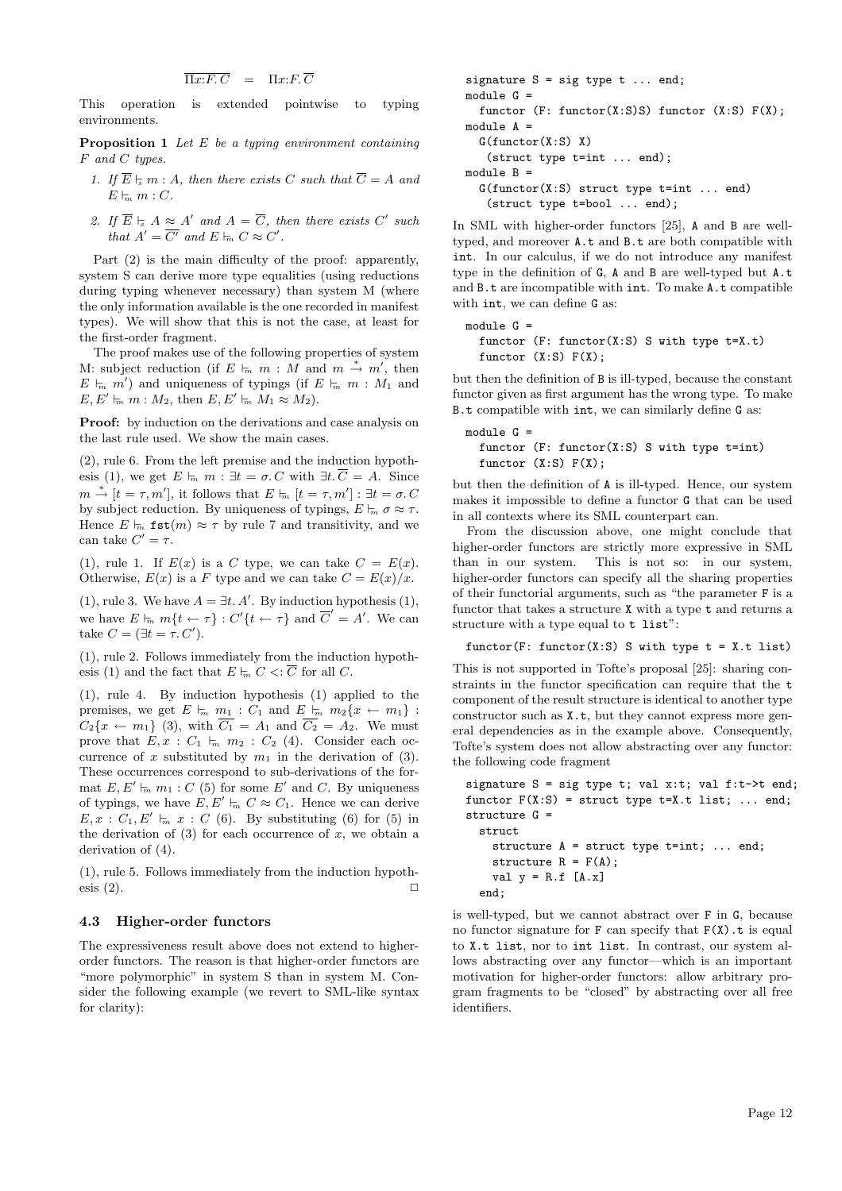$$\overline{\Pi x{:}F.\,C} \quad = \quad \Pi x{:}F.\,\overline{C}$$

This operation is extended pointwise to typing environments.

**Proposition 1** *Let $E$ be a typing environment containing $F$ and $C$ types.*

1. *If $\overline{E} \vdash_s m : A$, then there exists $C$ such that $\overline{C} = A$ and $E \vdash_m m : C$.*
2. *If $\overline{E} \vdash_s A \approx A'$ and $A = \overline{C}$, then there exists $C'$ such that $A' = \overline{C'}$ and $E \vdash_m C \approx C'$.*

Part (2) is the main difficulty of the proof: apparently, system S can derive more type equalities (using reductions during typing whenever necessary) than system M (where the only information available is the one recorded in manifest types). We will show that this is not the case, at least for the first-order fragment.

The proof makes use of the following properties of system M: subject reduction (if $E \vdash_m m : M$ and $m \stackrel{*}{\to} m'$, then $E \vdash_m m'$) and uniqueness of typings (if $E \vdash_m m : M_1$ and $E, E' \vdash_m m : M_2$, then $E, E' \vdash_m M_1 \approx M_2$).

**Proof:** by induction on the derivations and case analysis on the last rule used. We show the main cases.

(2), rule 6. From the left premise and the induction hypothesis (1), we get $E \vdash_m m : \exists t = \sigma.\, C$ with $\exists t.\, \overline{C} = A$. Since $m \stackrel{*}{\to} [t = \tau, m']$, it follows that $E \vdash_m [t = \tau, m'] : \exists t = \sigma.\, C$ by subject reduction. By uniqueness of typings, $E \vdash_m \sigma \approx \tau$. Hence $E \vdash_m \mathtt{fst}(m) \approx \tau$ by rule 7 and transitivity, and we can take $C' = \tau$.

(1), rule 1. If $E(x)$ is a $C$ type, we can take $C = E(x)$. Otherwise, $E(x)$ is a $F$ type and we can take $C = E(x)/x$.

(1), rule 3. We have $A = \exists t.\, A'$. By induction hypothesis (1), we have $E \vdash_m m\{t \leftarrow \tau\} : C'\{t \leftarrow \tau\}$ and $\overline{C'} = A'$. We can take $C = (\exists t = \tau.\, C')$.

(1), rule 2. Follows immediately from the induction hypothesis (1) and the fact that $E \vdash_m C <: \overline{C}$ for all $C$.

(1), rule 4. By induction hypothesis (1) applied to the premises, we get $E \vdash_m m_1 : C_1$ and $E \vdash_m m_2\{x \leftarrow m_1\} : C_2\{x \leftarrow m_1\}$ (3), with $\overline{C_1} = A_1$ and $\overline{C_2} = A_2$. We must prove that $E, x : C_1 \vdash_m m_2 : C_2$ (4). Consider each occurrence of $x$ substituted by $m_1$ in the derivation of (3). These occurrences correspond to sub-derivations of the format $E, E' \vdash_m m_1 : C$ (5) for some $E'$ and $C$. By uniqueness of typings, we have $E, E' \vdash_m C \approx C_1$. Hence we can derive $E, x : C_1, E' \vdash_m x : C$ (6). By substituting (6) for (5) in the derivation of (3) for each occurrence of $x$, we obtain a derivation of (4).

(1), rule 5. Follows immediately from the induction hypothesis (2). $\square$

### 4.3 Higher-order functors

The expressiveness result above does not extend to higher-order functors. The reason is that higher-order functors are "more polymorphic" in system S than in system M. Consider the following example (we revert to SML-like syntax for clarity):

```
signature S = sig type t ... end;
module G =
  functor (F: functor(X:S)S) functor (X:S) F(X);
module A =
  G(functor(X:S) X)
   (struct type t=int ... end);
module B =
  G(functor(X:S) struct type t=int ... end)
   (struct type t=bool ... end);
```

In SML with higher-order functors [25], A and B are well-typed, and moreover A.t and B.t are both compatible with int. In our calculus, if we do not introduce any manifest type in the definition of G, A and B are well-typed but A.t and B.t are incompatible with int. To make A.t compatible with int, we can define G as:

```
module G =
  functor (F: functor(X:S) S with type t=X.t)
  functor (X:S) F(X);
```

but then the definition of B is ill-typed, because the constant functor given as first argument has the wrong type. To make B.t compatible with int, we can similarly define G as:

```
module G =
  functor (F: functor(X:S) S with type t=int)
  functor (X:S) F(X);
```

but then the definition of A is ill-typed. Hence, our system makes it impossible to define a functor G that can be used in all contexts where its SML counterpart can.

From the discussion above, one might conclude that higher-order functors are strictly more expressive in SML than in our system. This is not so: in our system, higher-order functors can specify all the sharing properties of their functorial arguments, such as "the parameter F is a functor that takes a structure X with a type t and returns a structure with a type equal to t list":

```
functor(F: functor(X:S) S with type t = X.t list)
```

This is not supported in Tofte's proposal [25]: sharing constraints in the functor specification can require that the t component of the result structure is identical to another type constructor such as X.t, but they cannot express more general dependencies as in the example above. Consequently, Tofte's system does not allow abstracting over any functor: the following code fragment

```
signature S = sig type t; val x:t; val f:t->t end;
functor F(X:S) = struct type t=X.t list; ... end;
structure G =
  struct
    structure A = struct type t=int; ... end;
    structure R = F(A);
    val y = R.f [A.x]
  end;
```

is well-typed, but we cannot abstract over F in G, because no functor signature for F can specify that F(X).t is equal to X.t list, nor to int list. In contrast, our system allows abstracting over any functor—which is an important motivation for higher-order functors: allow arbitrary program fragments to be "closed" by abstracting over all free identifiers.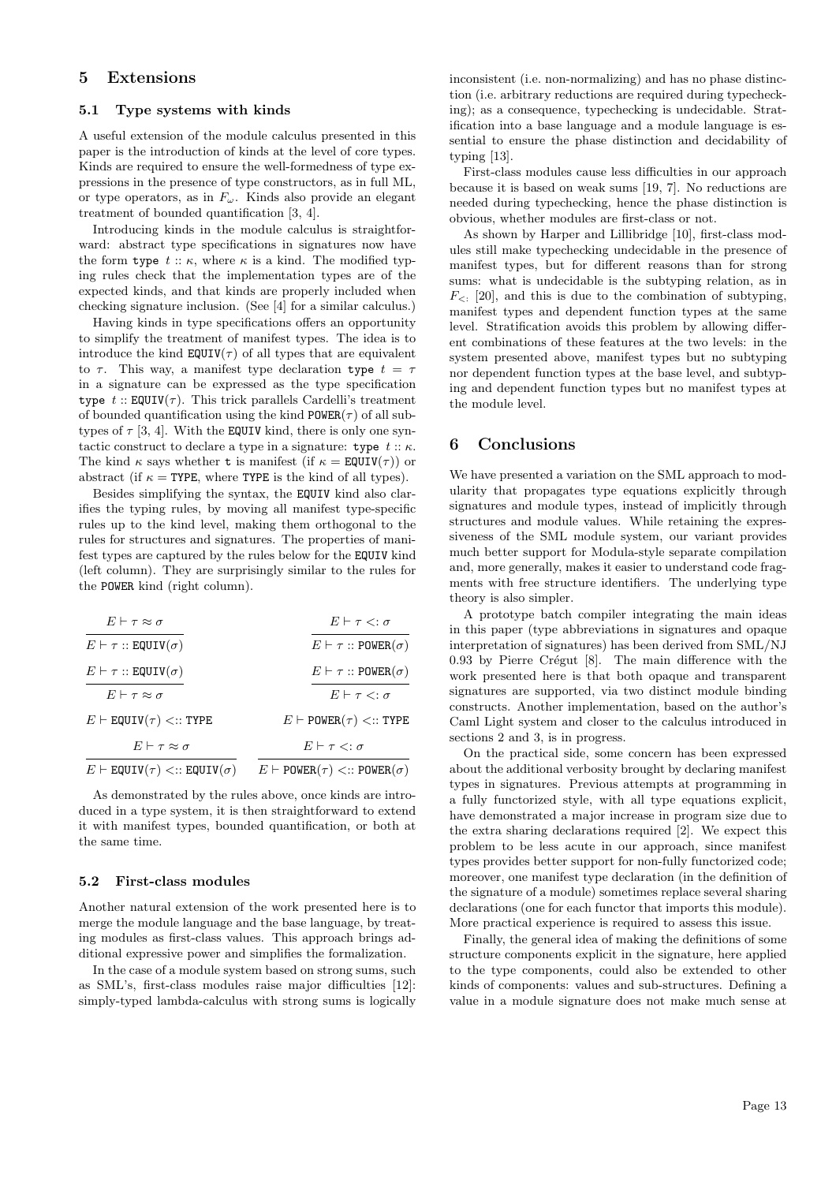## 5 Extensions

### 5.1 Type systems with kinds

A useful extension of the module calculus presented in this paper is the introduction of kinds at the level of core types. Kinds are required to ensure the well-formedness of type expressions in the presence of type constructors, as in full ML, or type operators, as in $F_\omega$. Kinds also provide an elegant treatment of bounded quantification [3, 4].

Introducing kinds in the module calculus is straightforward: abstract type specifications in signatures now have the form `type` $t :: \kappa$, where $\kappa$ is a kind. The modified typing rules check that the implementation types are of the expected kinds, and that kinds are properly included when checking signature inclusion. (See [4] for a similar calculus.)

Having kinds in type specifications offers an opportunity to simplify the treatment of manifest types. The idea is to introduce the kind $\texttt{EQUIV}(\tau)$ of all types that are equivalent to $\tau$. This way, a manifest type declaration `type` $t = \tau$ in a signature can be expressed as the type specification `type` $t :: \texttt{EQUIV}(\tau)$. This trick parallels Cardelli's treatment of bounded quantification using the kind $\texttt{POWER}(\tau)$ of all subtypes of $\tau$ [3, 4]. With the `EQUIV` kind, there is only one syntactic construct to declare a type in a signature: `type` $t :: \kappa$. The kind $\kappa$ says whether `t` is manifest (if $\kappa = \texttt{EQUIV}(\tau)$) or abstract (if $\kappa = \texttt{TYPE}$, where `TYPE` is the kind of all types).

Besides simplifying the syntax, the `EQUIV` kind also clarifies the typing rules, by moving all manifest type-specific rules up to the kind level, making them orthogonal to the rules for structures and signatures. The properties of manifest types are captured by the rules below for the `EQUIV` kind (left column). They are surprisingly similar to the rules for the `POWER` kind (right column).

$$\frac{E \vdash \tau \approx \sigma}{E \vdash \tau :: \texttt{EQUIV}(\sigma)} \qquad \frac{E \vdash \tau <: \sigma}{E \vdash \tau :: \texttt{POWER}(\sigma)}$$

$$\frac{E \vdash \tau :: \texttt{EQUIV}(\sigma)}{E \vdash \tau \approx \sigma} \qquad \frac{E \vdash \tau :: \texttt{POWER}(\sigma)}{E \vdash \tau <: \sigma}$$

$$E \vdash \texttt{EQUIV}(\tau) <:: \texttt{TYPE} \qquad E \vdash \texttt{POWER}(\tau) <:: \texttt{TYPE}$$

$$\frac{E \vdash \tau \approx \sigma}{E \vdash \texttt{EQUIV}(\tau) <:: \texttt{EQUIV}(\sigma)} \qquad \frac{E \vdash \tau <: \sigma}{E \vdash \texttt{POWER}(\tau) <:: \texttt{POWER}(\sigma)}$$

As demonstrated by the rules above, once kinds are introduced in a type system, it is then straightforward to extend it with manifest types, bounded quantification, or both at the same time.

### 5.2 First-class modules

Another natural extension of the work presented here is to merge the module language and the base language, by treating modules as first-class values. This approach brings additional expressive power and simplifies the formalization.

In the case of a module system based on strong sums, such as SML's, first-class modules raise major difficulties [12]: simply-typed lambda-calculus with strong sums is logically inconsistent (i.e. non-normalizing) and has no phase distinction (i.e. arbitrary reductions are required during typechecking); as a consequence, typechecking is undecidable. Stratification into a base language and a module language is essential to ensure the phase distinction and decidability of typing [13].

First-class modules cause less difficulties in our approach because it is based on weak sums [19, 7]. No reductions are needed during typechecking, hence the phase distinction is obvious, whether modules are first-class or not.

As shown by Harper and Lillibridge [10], first-class modules still make typechecking undecidable in the presence of manifest types, but for different reasons than for strong sums: what is undecidable is the subtyping relation, as in $F_{<:}$ [20], and this is due to the combination of subtyping, manifest types and dependent function types at the same level. Stratification avoids this problem by allowing different combinations of these features at the two levels: in the system presented above, manifest types but no subtyping nor dependent function types at the base level, and subtyping and dependent function types but no manifest types at the module level.

## 6 Conclusions

We have presented a variation on the SML approach to modularity that propagates type equations explicitly through signatures and module types, instead of implicitly through structures and module values. While retaining the expressiveness of the SML module system, our variant provides much better support for Modula-style separate compilation and, more generally, makes it easier to understand code fragments with free structure identifiers. The underlying type theory is also simpler.

A prototype batch compiler integrating the main ideas in this paper (type abbreviations in signatures and opaque interpretation of signatures) has been derived from SML/NJ 0.93 by Pierre Crégut [8]. The main difference with the work presented here is that both opaque and transparent signatures are supported, via two distinct module binding constructs. Another implementation, based on the author's Caml Light system and closer to the calculus introduced in sections 2 and 3, is in progress.

On the practical side, some concern has been expressed about the additional verbosity brought by declaring manifest types in signatures. Previous attempts at programming in a fully functorized style, with all type equations explicit, have demonstrated a major increase in program size due to the extra sharing declarations required [2]. We expect this problem to be less acute in our approach, since manifest types provides better support for non-fully functorized code; moreover, one manifest type declaration (in the definition of the signature of a module) sometimes replace several sharing declarations (one for each functor that imports this module). More practical experience is required to assess this issue.

Finally, the general idea of making the definitions of some structure components explicit in the signature, here applied to the type components, could also be extended to other kinds of components: values and sub-structures. Defining a value in a module signature does not make much sense at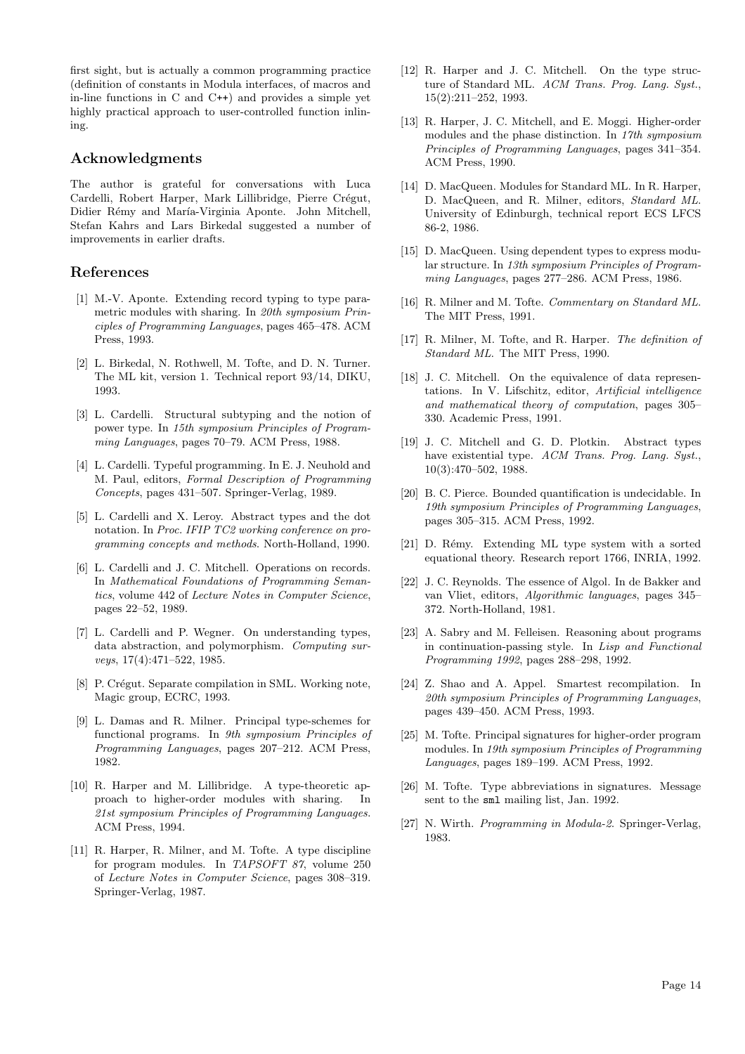first sight, but is actually a common programming practice (definition of constants in Modula interfaces, of macros and in-line functions in C and C++) and provides a simple yet highly practical approach to user-controlled function inlining.

## Acknowledgments

The author is grateful for conversations with Luca Cardelli, Robert Harper, Mark Lillibridge, Pierre Crégut, Didier Rémy and María-Virginia Aponte. John Mitchell, Stefan Kahrs and Lars Birkedal suggested a number of improvements in earlier drafts.

## References

[1] M.-V. Aponte. Extending record typing to type parametric modules with sharing. In *20th symposium Principles of Programming Languages*, pages 465–478. ACM Press, 1993.

[2] L. Birkedal, N. Rothwell, M. Tofte, and D. N. Turner. The ML kit, version 1. Technical report 93/14, DIKU, 1993.

[3] L. Cardelli. Structural subtyping and the notion of power type. In *15th symposium Principles of Programming Languages*, pages 70–79. ACM Press, 1988.

[4] L. Cardelli. Typeful programming. In E. J. Neuhold and M. Paul, editors, *Formal Description of Programming Concepts*, pages 431–507. Springer-Verlag, 1989.

[5] L. Cardelli and X. Leroy. Abstract types and the dot notation. In *Proc. IFIP TC2 working conference on programming concepts and methods*. North-Holland, 1990.

[6] L. Cardelli and J. C. Mitchell. Operations on records. In *Mathematical Foundations of Programming Semantics*, volume 442 of *Lecture Notes in Computer Science*, pages 22–52, 1989.

[7] L. Cardelli and P. Wegner. On understanding types, data abstraction, and polymorphism. *Computing surveys*, 17(4):471–522, 1985.

[8] P. Crégut. Separate compilation in SML. Working note, Magic group, ECRC, 1993.

[9] L. Damas and R. Milner. Principal type-schemes for functional programs. In *9th symposium Principles of Programming Languages*, pages 207–212. ACM Press, 1982.

[10] R. Harper and M. Lillibridge. A type-theoretic approach to higher-order modules with sharing. In *21st symposium Principles of Programming Languages*. ACM Press, 1994.

[11] R. Harper, R. Milner, and M. Tofte. A type discipline for program modules. In *TAPSOFT 87*, volume 250 of *Lecture Notes in Computer Science*, pages 308–319. Springer-Verlag, 1987.

[12] R. Harper and J. C. Mitchell. On the type structure of Standard ML. *ACM Trans. Prog. Lang. Syst.*, 15(2):211–252, 1993.

[13] R. Harper, J. C. Mitchell, and E. Moggi. Higher-order modules and the phase distinction. In *17th symposium Principles of Programming Languages*, pages 341–354. ACM Press, 1990.

[14] D. MacQueen. Modules for Standard ML. In R. Harper, D. MacQueen, and R. Milner, editors, *Standard ML*. University of Edinburgh, technical report ECS LFCS 86-2, 1986.

[15] D. MacQueen. Using dependent types to express modular structure. In *13th symposium Principles of Programming Languages*, pages 277–286. ACM Press, 1986.

[16] R. Milner and M. Tofte. *Commentary on Standard ML*. The MIT Press, 1991.

[17] R. Milner, M. Tofte, and R. Harper. *The definition of Standard ML*. The MIT Press, 1990.

[18] J. C. Mitchell. On the equivalence of data representations. In V. Lifschitz, editor, *Artificial intelligence and mathematical theory of computation*, pages 305–330. Academic Press, 1991.

[19] J. C. Mitchell and G. D. Plotkin. Abstract types have existential type. *ACM Trans. Prog. Lang. Syst.*, 10(3):470–502, 1988.

[20] B. C. Pierce. Bounded quantification is undecidable. In *19th symposium Principles of Programming Languages*, pages 305–315. ACM Press, 1992.

[21] D. Rémy. Extending ML type system with a sorted equational theory. Research report 1766, INRIA, 1992.

[22] J. C. Reynolds. The essence of Algol. In de Bakker and van Vliet, editors, *Algorithmic languages*, pages 345–372. North-Holland, 1981.

[23] A. Sabry and M. Felleisen. Reasoning about programs in continuation-passing style. In *Lisp and Functional Programming 1992*, pages 288–298, 1992.

[24] Z. Shao and A. Appel. Smartest recompilation. In *20th symposium Principles of Programming Languages*, pages 439–450. ACM Press, 1993.

[25] M. Tofte. Principal signatures for higher-order program modules. In *19th symposium Principles of Programming Languages*, pages 189–199. ACM Press, 1992.

[26] M. Tofte. Type abbreviations in signatures. Message sent to the `sml` mailing list, Jan. 1992.

[27] N. Wirth. *Programming in Modula-2*. Springer-Verlag, 1983.